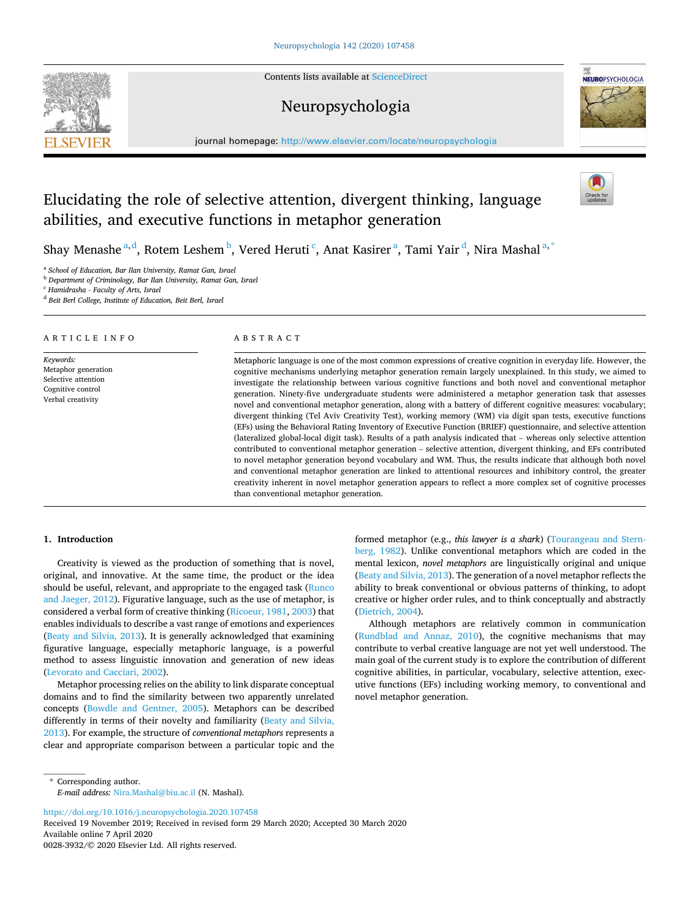# Elucidating the role of selective attention, divergent thinking, language abilities, and executive functions in metaphor generation

Shay Menashe [a,d], Rotem Leshem [b], Vered Heruti [c], Anat Kasirer [a], Tami Yair [d], Nira Mashal [a,*]

[a] School of Education, Bar Ilan University, Ramat Gan, Israel
[b] Department of Criminology, Bar Ilan University, Ramat Gan, Israel
[c] Hamidrasha - Faculty of Arts, Israel
[d] Beit Berl College, Institute of Education, Beit Berl, Israel

## ARTICLE INFO

*Keywords:*
Metaphor generation
Selective attention
Cognitive control
Verbal creativity

## ABSTRACT

Metaphoric language is one of the most common expressions of creative cognition in everyday life. However, the cognitive mechanisms underlying metaphor generation remain largely unexplained. In this study, we aimed to investigate the relationship between various cognitive functions and both novel and conventional metaphor generation. Ninety-five undergraduate students were administered a metaphor generation task that assesses novel and conventional metaphor generation, along with a battery of different cognitive measures: vocabulary; divergent thinking (Tel Aviv Creativity Test), working memory (WM) via digit span tests, executive functions (EFs) using the Behavioral Rating Inventory of Executive Function (BRIEF) questionnaire, and selective attention (lateralized global-local digit task). Results of a path analysis indicated that – whereas only selective attention contributed to conventional metaphor generation – selective attention, divergent thinking, and EFs contributed to novel metaphor generation beyond vocabulary and WM. Thus, the results indicate that although both novel and conventional metaphor generation are linked to attentional resources and inhibitory control, the greater creativity inherent in novel metaphor generation appears to reflect a more complex set of cognitive processes than conventional metaphor generation.

## 1. Introduction

Creativity is viewed as the production of something that is novel, original, and innovative. At the same time, the product or the idea should be useful, relevant, and appropriate to the engaged task (Runco and Jaeger, 2012). Figurative language, such as the use of metaphor, is considered a verbal form of creative thinking (Ricoeur, 1981, 2003) that enables individuals to describe a vast range of emotions and experiences (Beaty and Silvia, 2013). It is generally acknowledged that examining figurative language, especially metaphoric language, is a powerful method to assess linguistic innovation and generation of new ideas (Levorato and Cacciari, 2002).

Metaphor processing relies on the ability to link disparate conceptual domains and to find the similarity between two apparently unrelated concepts (Bowdle and Gentner, 2005). Metaphors can be described differently in terms of their novelty and familiarity (Beaty and Silvia, 2013). For example, the structure of *conventional metaphors* represents a clear and appropriate comparison between a particular topic and the formed metaphor (e.g., *this lawyer is a shark*) (Tourangeau and Sternberg, 1982). Unlike conventional metaphors which are coded in the mental lexicon, *novel metaphors* are linguistically original and unique (Beaty and Silvia, 2013). The generation of a novel metaphor reflects the ability to break conventional or obvious patterns of thinking, to adopt creative or higher order rules, and to think conceptually and abstractly (Dietrich, 2004).

Although metaphors are relatively common in communication (Rundblad and Annaz, 2010), the cognitive mechanisms that may contribute to verbal creative language are not yet well understood. The main goal of the current study is to explore the contribution of different cognitive abilities, in particular, vocabulary, selective attention, executive functions (EFs) including working memory, to conventional and novel metaphor generation.

\* Corresponding author.
*E-mail address:* Nira.Mashal@biu.ac.il (N. Mashal).

https://doi.org/10.1016/j.neuropsychologia.2020.107458
Received 19 November 2019; Received in revised form 29 March 2020; Accepted 30 March 2020
Available online 7 April 2020
0028-3932/© 2020 Elsevier Ltd. All rights reserved.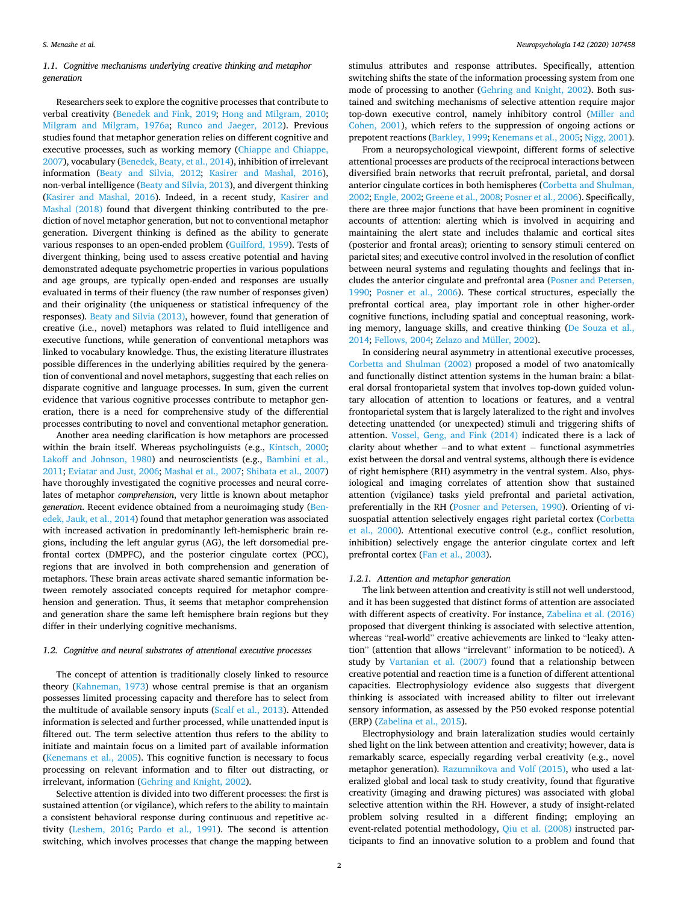### 1.1. Cognitive mechanisms underlying creative thinking and metaphor generation

Researchers seek to explore the cognitive processes that contribute to verbal creativity (Benedek and Fink, 2019; Hong and Milgram, 2010; Milgram and Milgram, 1976a; Runco and Jaeger, 2012). Previous studies found that metaphor generation relies on different cognitive and executive processes, such as working memory (Chiappe and Chiappe, 2007), vocabulary (Benedek, Beaty, et al., 2014), inhibition of irrelevant information (Beaty and Silvia, 2012; Kasirer and Mashal, 2016), non-verbal intelligence (Beaty and Silvia, 2013), and divergent thinking (Kasirer and Mashal, 2016). Indeed, in a recent study, Kasirer and Mashal (2018) found that divergent thinking contributed to the prediction of novel metaphor generation, but not to conventional metaphor generation. Divergent thinking is defined as the ability to generate various responses to an open-ended problem (Guilford, 1959). Tests of divergent thinking, being used to assess creative potential and having demonstrated adequate psychometric properties in various populations and age groups, are typically open-ended and responses are usually evaluated in terms of their fluency (the raw number of responses given) and their originality (the uniqueness or statistical infrequency of the responses). Beaty and Silvia (2013), however, found that generation of creative (i.e., novel) metaphors was related to fluid intelligence and executive functions, while generation of conventional metaphors was linked to vocabulary knowledge. Thus, the existing literature illustrates possible differences in the underlying abilities required by the generation of conventional and novel metaphors, suggesting that each relies on disparate cognitive and language processes. In sum, given the current evidence that various cognitive processes contribute to metaphor generation, there is a need for comprehensive study of the differential processes contributing to novel and conventional metaphor generation.

Another area needing clarification is how metaphors are processed within the brain itself. Whereas psycholinguists (e.g., Kintsch, 2000; Lakoff and Johnson, 1980) and neuroscientists (e.g., Bambini et al., 2011; Eviatar and Just, 2006; Mashal et al., 2007; Shibata et al., 2007) have thoroughly investigated the cognitive processes and neural correlates of metaphor *comprehension*, very little is known about metaphor *generation*. Recent evidence obtained from a neuroimaging study (Benedek, Jauk, et al., 2014) found that metaphor generation was associated with increased activation in predominantly left-hemispheric brain regions, including the left angular gyrus (AG), the left dorsomedial prefrontal cortex (DMPFC), and the posterior cingulate cortex (PCC), regions that are involved in both comprehension and generation of metaphors. These brain areas activate shared semantic information between remotely associated concepts required for metaphor comprehension and generation. Thus, it seems that metaphor comprehension and generation share the same left hemisphere brain regions but they differ in their underlying cognitive mechanisms.

### 1.2. Cognitive and neural substrates of attentional executive processes

The concept of attention is traditionally closely linked to resource theory (Kahneman, 1973) whose central premise is that an organism possesses limited processing capacity and therefore has to select from the multitude of available sensory inputs (Scalf et al., 2013). Attended information is selected and further processed, while unattended input is filtered out. The term selective attention thus refers to the ability to initiate and maintain focus on a limited part of available information (Kenemans et al., 2005). This cognitive function is necessary to focus processing on relevant information and to filter out distracting, or irrelevant, information (Gehring and Knight, 2002).

Selective attention is divided into two different processes: the first is sustained attention (or vigilance), which refers to the ability to maintain a consistent behavioral response during continuous and repetitive activity (Leshem, 2016; Pardo et al., 1991). The second is attention switching, which involves processes that change the mapping between stimulus attributes and response attributes. Specifically, attention switching shifts the state of the information processing system from one mode of processing to another (Gehring and Knight, 2002). Both sustained and switching mechanisms of selective attention require major top-down executive control, namely inhibitory control (Miller and Cohen, 2001), which refers to the suppression of ongoing actions or prepotent reactions (Barkley, 1999; Kenemans et al., 2005; Nigg, 2001).

From a neuropsychological viewpoint, different forms of selective attentional processes are products of the reciprocal interactions between diversified brain networks that recruit prefrontal, parietal, and dorsal anterior cingulate cortices in both hemispheres (Corbetta and Shulman, 2002; Engle, 2002; Greene et al., 2008; Posner et al., 2006). Specifically, there are three major functions that have been prominent in cognitive accounts of attention: alerting which is involved in acquiring and maintaining the alert state and includes thalamic and cortical sites (posterior and frontal areas); orienting to sensory stimuli centered on parietal sites; and executive control involved in the resolution of conflict between neural systems and regulating thoughts and feelings that includes the anterior cingulate and prefrontal area (Posner and Petersen, 1990; Posner et al., 2006). These cortical structures, especially the prefrontal cortical area, play important role in other higher-order cognitive functions, including spatial and conceptual reasoning, working memory, language skills, and creative thinking (De Souza et al., 2014; Fellows, 2004; Zelazo and Müller, 2002).

In considering neural asymmetry in attentional executive processes, Corbetta and Shulman (2002) proposed a model of two anatomically and functionally distinct attention systems in the human brain: a bilateral dorsal frontoparietal system that involves top-down guided voluntary allocation of attention to locations or features, and a ventral frontoparietal system that is largely lateralized to the right and involves detecting unattended (or unexpected) stimuli and triggering shifts of attention. Vossel, Geng, and Fink (2014) indicated there is a lack of clarity about whether –and to what extent – functional asymmetries exist between the dorsal and ventral systems, although there is evidence of right hemisphere (RH) asymmetry in the ventral system. Also, physiological and imaging correlates of attention show that sustained attention (vigilance) tasks yield prefrontal and parietal activation, preferentially in the RH (Posner and Petersen, 1990). Orienting of visuospatial attention selectively engages right parietal cortex (Corbetta et al., 2000). Attentional executive control (e.g., conflict resolution, inhibition) selectively engage the anterior cingulate cortex and left prefrontal cortex (Fan et al., 2003).

#### 1.2.1. Attention and metaphor generation

The link between attention and creativity is still not well understood, and it has been suggested that distinct forms of attention are associated with different aspects of creativity. For instance, Zabelina et al. (2016) proposed that divergent thinking is associated with selective attention, whereas "real-world" creative achievements are linked to "leaky attention" (attention that allows "irrelevant" information to be noticed). A study by Vartanian et al. (2007) found that a relationship between creative potential and reaction time is a function of different attentional capacities. Electrophysiology evidence also suggests that divergent thinking is associated with increased ability to filter out irrelevant sensory information, as assessed by the P50 evoked response potential (ERP) (Zabelina et al., 2015).

Electrophysiology and brain lateralization studies would certainly shed light on the link between attention and creativity; however, data is remarkably scarce, especially regarding verbal creativity (e.g., novel metaphor generation). Razumnikova and Volf (2015), who used a lateralized global and local task to study creativity, found that figurative creativity (imaging and drawing pictures) was associated with global selective attention within the RH. However, a study of insight-related problem solving resulted in a different finding; employing an event-related potential methodology, Qiu et al. (2008) instructed participants to find an innovative solution to a problem and found that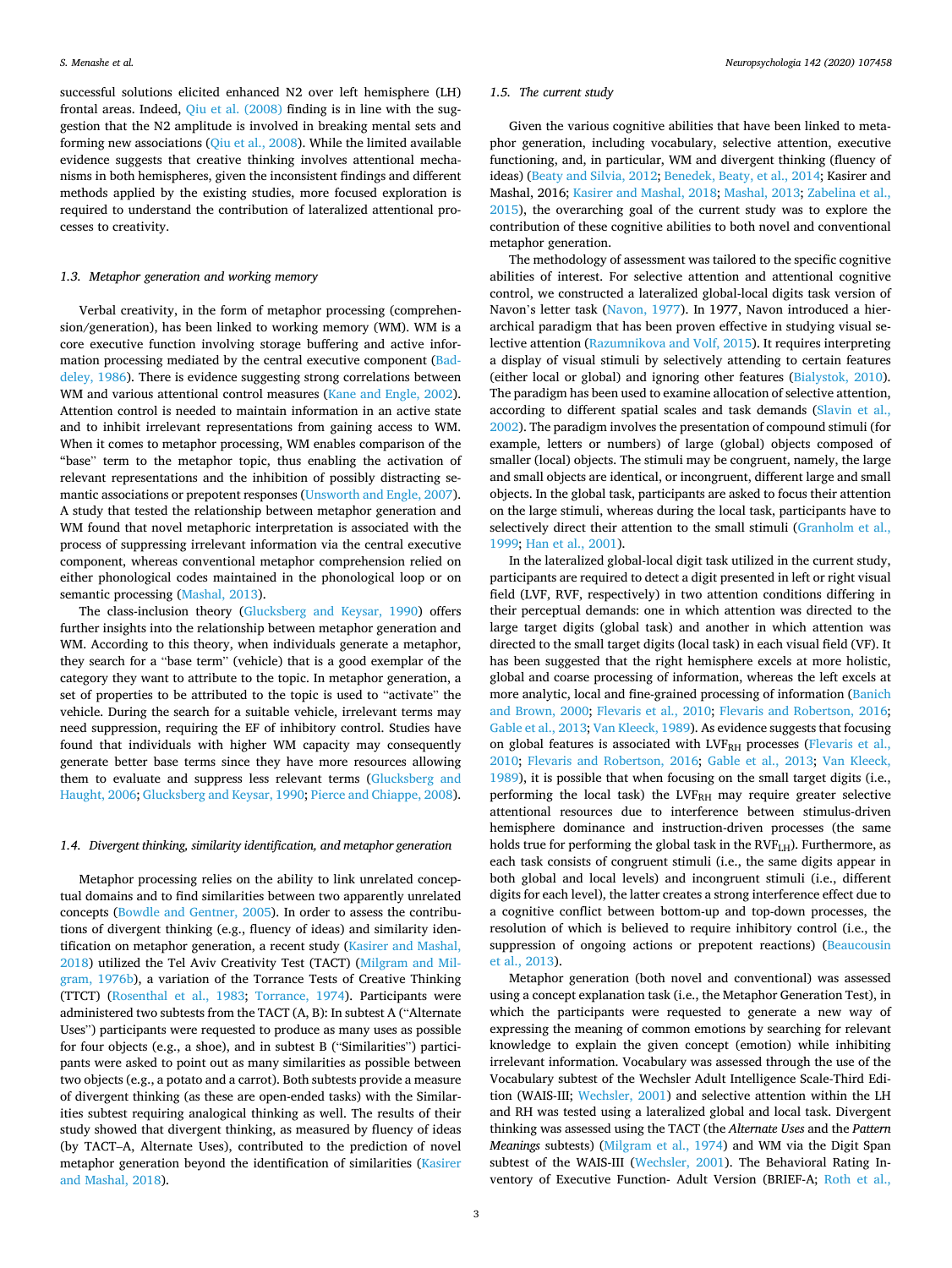successful solutions elicited enhanced N2 over left hemisphere (LH) frontal areas. Indeed, Qiu et al. (2008) finding is in line with the suggestion that the N2 amplitude is involved in breaking mental sets and forming new associations (Qiu et al., 2008). While the limited available evidence suggests that creative thinking involves attentional mechanisms in both hemispheres, given the inconsistent findings and different methods applied by the existing studies, more focused exploration is required to understand the contribution of lateralized attentional processes to creativity.

### 1.3. Metaphor generation and working memory

Verbal creativity, in the form of metaphor processing (comprehension/generation), has been linked to working memory (WM). WM is a core executive function involving storage buffering and active information processing mediated by the central executive component (Baddeley, 1986). There is evidence suggesting strong correlations between WM and various attentional control measures (Kane and Engle, 2002). Attention control is needed to maintain information in an active state and to inhibit irrelevant representations from gaining access to WM. When it comes to metaphor processing, WM enables comparison of the "base" term to the metaphor topic, thus enabling the activation of relevant representations and the inhibition of possibly distracting semantic associations or prepotent responses (Unsworth and Engle, 2007). A study that tested the relationship between metaphor generation and WM found that novel metaphoric interpretation is associated with the process of suppressing irrelevant information via the central executive component, whereas conventional metaphor comprehension relied on either phonological codes maintained in the phonological loop or on semantic processing (Mashal, 2013).

The class-inclusion theory (Glucksberg and Keysar, 1990) offers further insights into the relationship between metaphor generation and WM. According to this theory, when individuals generate a metaphor, they search for a "base term" (vehicle) that is a good exemplar of the category they want to attribute to the topic. In metaphor generation, a set of properties to be attributed to the topic is used to "activate" the vehicle. During the search for a suitable vehicle, irrelevant terms may need suppression, requiring the EF of inhibitory control. Studies have found that individuals with higher WM capacity may consequently generate better base terms since they have more resources allowing them to evaluate and suppress less relevant terms (Glucksberg and Haught, 2006; Glucksberg and Keysar, 1990; Pierce and Chiappe, 2008).

### 1.4. Divergent thinking, similarity identification, and metaphor generation

Metaphor processing relies on the ability to link unrelated conceptual domains and to find similarities between two apparently unrelated concepts (Bowdle and Gentner, 2005). In order to assess the contributions of divergent thinking (e.g., fluency of ideas) and similarity identification on metaphor generation, a recent study (Kasirer and Mashal, 2018) utilized the Tel Aviv Creativity Test (TACT) (Milgram and Milgram, 1976b), a variation of the Torrance Tests of Creative Thinking (TTCT) (Rosenthal et al., 1983; Torrance, 1974). Participants were administered two subtests from the TACT (A, B): In subtest A ("Alternate Uses") participants were requested to produce as many uses as possible for four objects (e.g., a shoe), and in subtest B ("Similarities") participants were asked to point out as many similarities as possible between two objects (e.g., a potato and a carrot). Both subtests provide a measure of divergent thinking (as these are open-ended tasks) with the Similarities subtest requiring analogical thinking as well. The results of their study showed that divergent thinking, as measured by fluency of ideas (by TACT–A, Alternate Uses), contributed to the prediction of novel metaphor generation beyond the identification of similarities (Kasirer and Mashal, 2018).

### 1.5. The current study

Given the various cognitive abilities that have been linked to metaphor generation, including vocabulary, selective attention, executive functioning, and, in particular, WM and divergent thinking (fluency of ideas) (Beaty and Silvia, 2012; Benedek, Beaty, et al., 2014; Kasirer and Mashal, 2016; Kasirer and Mashal, 2018; Mashal, 2013; Zabelina et al., 2015), the overarching goal of the current study was to explore the contribution of these cognitive abilities to both novel and conventional metaphor generation.

The methodology of assessment was tailored to the specific cognitive abilities of interest. For selective attention and attentional cognitive control, we constructed a lateralized global-local digits task version of Navon's letter task (Navon, 1977). In 1977, Navon introduced a hierarchical paradigm that has been proven effective in studying visual selective attention (Razumnikova and Volf, 2015). It requires interpreting a display of visual stimuli by selectively attending to certain features (either local or global) and ignoring other features (Bialystok, 2010). The paradigm has been used to examine allocation of selective attention, according to different spatial scales and task demands (Slavin et al., 2002). The paradigm involves the presentation of compound stimuli (for example, letters or numbers) of large (global) objects composed of smaller (local) objects. The stimuli may be congruent, namely, the large and small objects are identical, or incongruent, different large and small objects. In the global task, participants are asked to focus their attention on the large stimuli, whereas during the local task, participants have to selectively direct their attention to the small stimuli (Granholm et al., 1999; Han et al., 2001).

In the lateralized global-local digit task utilized in the current study, participants are required to detect a digit presented in left or right visual field (LVF, RVF, respectively) in two attention conditions differing in their perceptual demands: one in which attention was directed to the large target digits (global task) and another in which attention was directed to the small target digits (local task) in each visual field (VF). It has been suggested that the right hemisphere excels at more holistic, global and coarse processing of information, whereas the left excels at more analytic, local and fine-grained processing of information (Banich and Brown, 2000; Flevaris et al., 2010; Flevaris and Robertson, 2016; Gable et al., 2013; Van Kleeck, 1989). As evidence suggests that focusing on global features is associated with $LVF_{RH}$ processes (Flevaris et al., 2010; Flevaris and Robertson, 2016; Gable et al., 2013; Van Kleeck, 1989), it is possible that when focusing on the small target digits (i.e., performing the local task) the $LVF_{RH}$ may require greater selective attentional resources due to interference between stimulus-driven hemisphere dominance and instruction-driven processes (the same holds true for performing the global task in the $RVF_{LH}$). Furthermore, as each task consists of congruent stimuli (i.e., the same digits appear in both global and local levels) and incongruent stimuli (i.e., different digits for each level), the latter creates a strong interference effect due to a cognitive conflict between bottom-up and top-down processes, the resolution of which is believed to require inhibitory control (i.e., the suppression of ongoing actions or prepotent reactions) (Beaucousin et al., 2013).

Metaphor generation (both novel and conventional) was assessed using a concept explanation task (i.e., the Metaphor Generation Test), in which the participants were requested to generate a new way of expressing the meaning of common emotions by searching for relevant knowledge to explain the given concept (emotion) while inhibiting irrelevant information. Vocabulary was assessed through the use of the Vocabulary subtest of the Wechsler Adult Intelligence Scale-Third Edition (WAIS-III; Wechsler, 2001) and selective attention within the LH and RH was tested using a lateralized global and local task. Divergent thinking was assessed using the TACT (the *Alternate Uses* and the *Pattern Meanings* subtests) (Milgram et al., 1974) and WM via the Digit Span subtest of the WAIS-III (Wechsler, 2001). The Behavioral Rating Inventory of Executive Function- Adult Version (BRIEF-A; Roth et al.,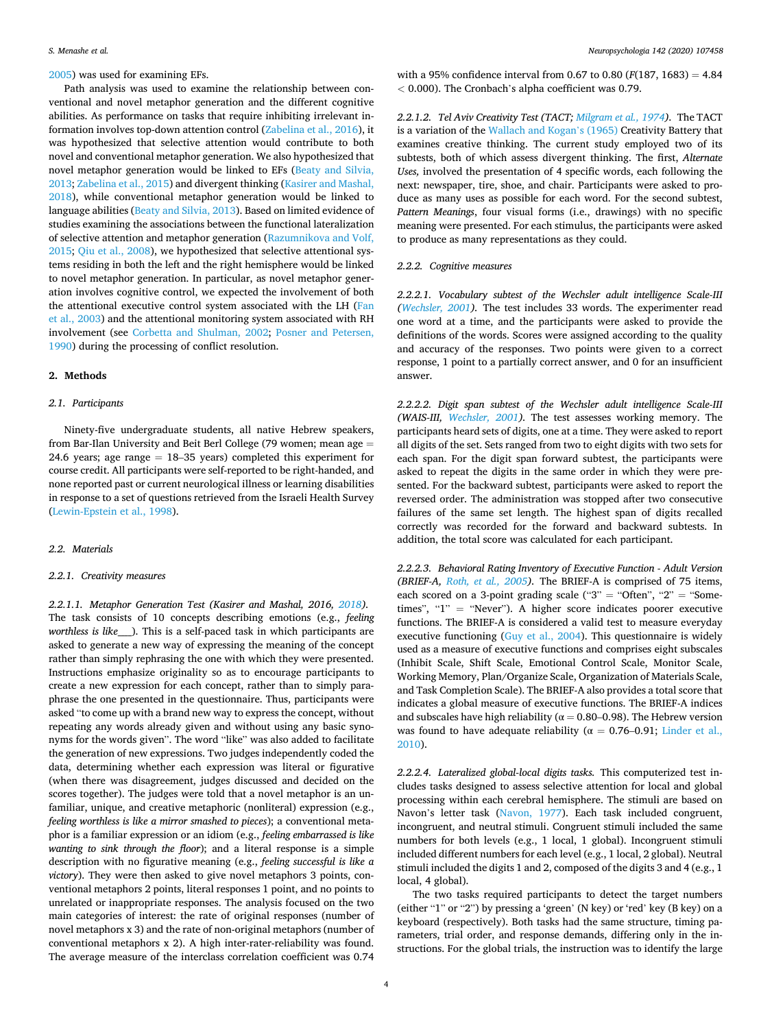2005) was used for examining EFs.

Path analysis was used to examine the relationship between conventional and novel metaphor generation and the different cognitive abilities. As performance on tasks that require inhibiting irrelevant information involves top-down attention control (Zabelina et al., 2016), it was hypothesized that selective attention would contribute to both novel and conventional metaphor generation. We also hypothesized that novel metaphor generation would be linked to EFs (Beaty and Silvia, 2013; Zabelina et al., 2015) and divergent thinking (Kasirer and Mashal, 2018), while conventional metaphor generation would be linked to language abilities (Beaty and Silvia, 2013). Based on limited evidence of studies examining the associations between the functional lateralization of selective attention and metaphor generation (Razumnikova and Volf, 2015; Qiu et al., 2008), we hypothesized that selective attentional systems residing in both the left and the right hemisphere would be linked to novel metaphor generation. In particular, as novel metaphor generation involves cognitive control, we expected the involvement of both the attentional executive control system associated with the LH (Fan et al., 2003) and the attentional monitoring system associated with RH involvement (see Corbetta and Shulman, 2002; Posner and Petersen, 1990) during the processing of conflict resolution.

## 2. Methods

### 2.1. Participants

Ninety-five undergraduate students, all native Hebrew speakers, from Bar-Ilan University and Beit Berl College (79 women; mean age = 24.6 years; age range = 18–35 years) completed this experiment for course credit. All participants were self-reported to be right-handed, and none reported past or current neurological illness or learning disabilities in response to a set of questions retrieved from the Israeli Health Survey (Lewin-Epstein et al., 1998).

### 2.2. Materials

#### 2.2.1. Creativity measures

##### 2.2.1.1. Metaphor Generation Test (Kasirer and Mashal, 2016, 2018).

The task consists of 10 concepts describing emotions (e.g., *feeling worthless is like___*). This is a self-paced task in which participants are asked to generate a new way of expressing the meaning of the concept rather than simply rephrasing the one with which they were presented. Instructions emphasize originality so as to encourage participants to create a new expression for each concept, rather than to simply paraphrase the one presented in the questionnaire. Thus, participants were asked "to come up with a brand new way to express the concept, without repeating any words already given and without using any basic synonyms for the words given". The word "like" was also added to facilitate the generation of new expressions. Two judges independently coded the data, determining whether each expression was literal or figurative (when there was disagreement, judges discussed and decided on the scores together). The judges were told that a novel metaphor is an unfamiliar, unique, and creative metaphoric (nonliteral) expression (e.g., *feeling worthless is like a mirror smashed to pieces*); a conventional metaphor is a familiar expression or an idiom (e.g., *feeling embarrassed is like wanting to sink through the floor*); and a literal response is a simple description with no figurative meaning (e.g., *feeling successful is like a victory*). They were then asked to give novel metaphors 3 points, conventional metaphors 2 points, literal responses 1 point, and no points to unrelated or inappropriate responses. The analysis focused on the two main categories of interest: the rate of original responses (number of novel metaphors x 3) and the rate of non-original metaphors (number of conventional metaphors x 2). A high inter-rater-reliability was found. The average measure of the interclass correlation coefficient was 0.74 with a 95% confidence interval from 0.67 to 0.80 ($F(187, 1683) = 4.84 < 0.000$). The Cronbach's alpha coefficient was 0.79.

##### 2.2.1.2. Tel Aviv Creativity Test (TACT; Milgram et al., 1974).

The TACT is a variation of the Wallach and Kogan's (1965) Creativity Battery that examines creative thinking. The current study employed two of its subtests, both of which assess divergent thinking. The first, *Alternate Uses,* involved the presentation of 4 specific words, each following the next: newspaper, tire, shoe, and chair. Participants were asked to produce as many uses as possible for each word. For the second subtest, *Pattern Meanings*, four visual forms (i.e., drawings) with no specific meaning were presented. For each stimulus, the participants were asked to produce as many representations as they could.

#### 2.2.2. Cognitive measures

##### 2.2.2.1. Vocabulary subtest of the Wechsler adult intelligence Scale-III (Wechsler, 2001).

The test includes 33 words. The experimenter read one word at a time, and the participants were asked to provide the definitions of the words. Scores were assigned according to the quality and accuracy of the responses. Two points were given to a correct response, 1 point to a partially correct answer, and 0 for an insufficient answer.

##### 2.2.2.2. Digit span subtest of the Wechsler adult intelligence Scale-III (WAIS-III, Wechsler, 2001).

The test assesses working memory. The participants heard sets of digits, one at a time. They were asked to report all digits of the set. Sets ranged from two to eight digits with two sets for each span. For the digit span forward subtest, the participants were asked to repeat the digits in the same order in which they were presented. For the backward subtest, participants were asked to report the reversed order. The administration was stopped after two consecutive failures of the same set length. The highest span of digits recalled correctly was recorded for the forward and backward subtests. In addition, the total score was calculated for each participant.

##### 2.2.2.3. Behavioral Rating Inventory of Executive Function - Adult Version (BRIEF-A, Roth, et al., 2005).

The BRIEF-A is comprised of 75 items, each scored on a 3-point grading scale ("3" = "Often", "2" = "Sometimes", "1" = "Never"). A higher score indicates poorer executive functions. The BRIEF-A is considered a valid test to measure everyday executive functioning (Guy et al., 2004). This questionnaire is widely used as a measure of executive functions and comprises eight subscales (Inhibit Scale, Shift Scale, Emotional Control Scale, Monitor Scale, Working Memory, Plan/Organize Scale, Organization of Materials Scale, and Task Completion Scale). The BRIEF-A also provides a total score that indicates a global measure of executive functions. The BRIEF-A indices and subscales have high reliability ($\alpha = 0.80$–$0.98$). The Hebrew version was found to have adequate reliability ($\alpha = 0.76$–$0.91$; Linder et al., 2010).

##### 2.2.2.4. Lateralized global-local digits tasks.

This computerized test includes tasks designed to assess selective attention for local and global processing within each cerebral hemisphere. The stimuli are based on Navon's letter task (Navon, 1977). Each task included congruent, incongruent, and neutral stimuli. Congruent stimuli included the same numbers for both levels (e.g., 1 local, 1 global). Incongruent stimuli included different numbers for each level (e.g., 1 local, 2 global). Neutral stimuli included the digits 1 and 2, composed of the digits 3 and 4 (e.g., 1 local, 4 global).

The two tasks required participants to detect the target numbers (either "1" or "2") by pressing a 'green' (N key) or 'red' key (B key) on a keyboard (respectively). Both tasks had the same structure, timing parameters, trial order, and response demands, differing only in the instructions. For the global trials, the instruction was to identify the large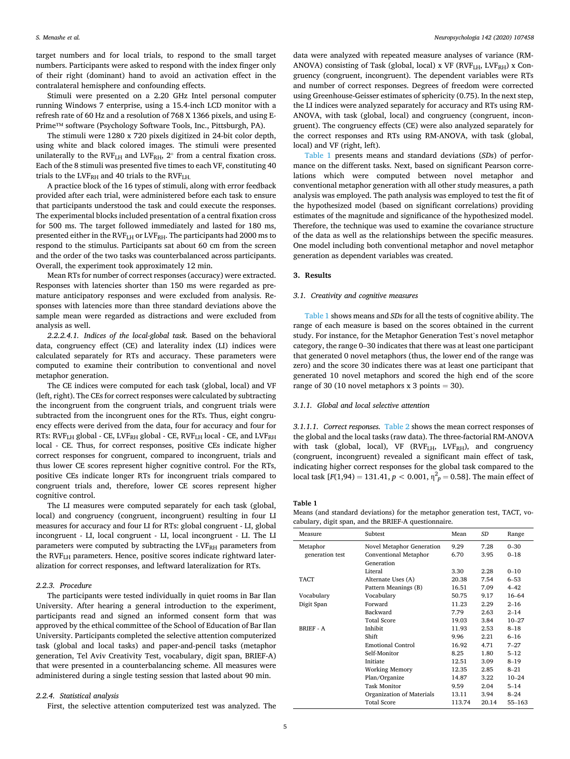target numbers and for local trials, to respond to the small target numbers. Participants were asked to respond with the index finger only of their right (dominant) hand to avoid an activation effect in the contralateral hemisphere and confounding effects.

Stimuli were presented on a 2.20 GHz Intel personal computer running Windows 7 enterprise, using a 15.4-inch LCD monitor with a refresh rate of 60 Hz and a resolution of 768 X 1366 pixels, and using E-Prime™ software (Psychology Software Tools, Inc., Pittsburgh, PA).

The stimuli were 1280 x 720 pixels digitized in 24-bit color depth, using white and black colored images. The stimuli were presented unilaterally to the $RVF_{LH}$ and $LVF_{RH}$, 2° from a central fixation cross. Each of the 8 stimuli was presented five times to each VF, constituting 40 trials to the $LVF_{RH}$ and 40 trials to the $RVF_{LH}$.

A practice block of the 16 types of stimuli, along with error feedback provided after each trial, were administered before each task to ensure that participants understood the task and could execute the responses. The experimental blocks included presentation of a central fixation cross for 500 ms. The target followed immediately and lasted for 180 ms, presented either in the $RVF_{LH}$ or $LVF_{RH}$. The participants had 2000 ms to respond to the stimulus. Participants sat about 60 cm from the screen and the order of the two tasks was counterbalanced across participants. Overall, the experiment took approximately 12 min.

Mean RTs for number of correct responses (accuracy) were extracted. Responses with latencies shorter than 150 ms were regarded as premature anticipatory responses and were excluded from analysis. Responses with latencies more than three standard deviations above the sample mean were regarded as distractions and were excluded from analysis as well.

*2.2.2.4.1. Indices of the local-global task.* Based on the behavioral data, congruency effect (CE) and laterality index (LI) indices were calculated separately for RTs and accuracy. These parameters were computed to examine their contribution to conventional and novel metaphor generation.

The CE indices were computed for each task (global, local) and VF (left, right). The CEs for correct responses were calculated by subtracting the incongruent from the congruent trials, and congruent trials were subtracted from the incongruent ones for the RTs. Thus, eight congruency effects were derived from the data, four for accuracy and four for RTs: $RVF_{LH}$ global - CE, $LVF_{RH}$ global - CE, $RVF_{LH}$ local - CE, and $LVF_{RH}$ local - CE. Thus, for correct responses, positive CEs indicate higher correct responses for congruent, compared to incongruent, trials and thus lower CE scores represent higher cognitive control. For the RTs, positive CEs indicate longer RTs for incongruent trials compared to congruent trials and, therefore, lower CE scores represent higher cognitive control.

The LI measures were computed separately for each task (global, local) and congruency (congruent, incongruent) resulting in four LI measures for accuracy and four LI for RTs: global congruent - LI, global incongruent - LI, local congruent - LI, local incongruent - LI. The LI parameters were computed by subtracting the $LVF_{RH}$ parameters from the $RVF_{LH}$ parameters. Hence, positive scores indicate rightward lateralization for correct responses, and leftward lateralization for RTs.

### 2.2.3. Procedure

The participants were tested individually in quiet rooms in Bar Ilan University. After hearing a general introduction to the experiment, participants read and signed an informed consent form that was approved by the ethical committee of the School of Education of Bar Ilan University. Participants completed the selective attention computerized task (global and local tasks) and paper-and-pencil tasks (metaphor generation, Tel Aviv Creativity Test, vocabulary, digit span, BRIEF-A) that were presented in a counterbalancing scheme. All measures were administered during a single testing session that lasted about 90 min.

### 2.2.4. Statistical analysis

First, the selective attention computerized test was analyzed. The data were analyzed with repeated measure analyses of variance (RM-ANOVA) consisting of Task (global, local) x VF ($RVF_{LH}$, $LVF_{RH}$) x Congruency (congruent, incongruent). The dependent variables were RTs and number of correct responses. Degrees of freedom were corrected using Greenhouse-Geisser estimates of sphericity (0.75). In the next step, the LI indices were analyzed separately for accuracy and RTs using RM-ANOVA, with task (global, local) and congruency (congruent, incongruent). The congruency effects (CE) were also analyzed separately for the correct responses and RTs using RM-ANOVA, with task (global, local) and VF (right, left).

Table 1 presents means and standard deviations (*SDs*) of performance on the different tasks. Next, based on significant Pearson correlations which were computed between novel metaphor and conventional metaphor generation with all other study measures, a path analysis was employed. The path analysis was employed to test the fit of the hypothesized model (based on significant correlations) providing estimates of the magnitude and significance of the hypothesized model. Therefore, the technique was used to examine the covariance structure of the data as well as the relationships between the specific measures. One model including both conventional metaphor and novel metaphor generation as dependent variables was created.

## 3. Results

### 3.1. Creativity and cognitive measures

Table 1 shows means and *SDs* for all the tests of cognitive ability. The range of each measure is based on the scores obtained in the current study. For instance, for the Metaphor Generation Test's novel metaphor category, the range 0–30 indicates that there was at least one participant that generated 0 novel metaphors (thus, the lower end of the range was zero) and the score 30 indicates there was at least one participant that generated 10 novel metaphors and scored the high end of the score range of 30 (10 novel metaphors x 3 points = 30).

### 3.1.1. Global and local selective attention

*3.1.1.1. Correct responses.* Table 2 shows the mean correct responses of the global and the local tasks (raw data). The three-factorial RM-ANOVA with task (global, local), VF ($RVF_{LH}$, $LVF_{RH}$), and congruency (congruent, incongruent) revealed a significant main effect of task, indicating higher correct responses for the global task compared to the local task [$F(1,94) = 131.41$, $p < 0.001$, $\eta^2_p = 0.58$]. The main effect of

**Table 1**
Means (and standard deviations) for the metaphor generation test, TACT, vocabulary, digit span, and the BRIEF-A questionnaire.

| Measure | Subtest | Mean | *SD* | Range |
|---|---|---|---|---|
| Metaphor generation test | Novel Metaphor Generation | 9.29 | 7.28 | 0–30 |
| | Conventional Metaphor Generation | 6.70 | 3.95 | 0–18 |
| | Literal | 3.30 | 2.28 | 0–10 |
| TACT | Alternate Uses (A) | 20.38 | 7.54 | 6–53 |
| | Pattern Meanings (B) | 16.51 | 7.09 | 4–42 |
| Vocabulary | Vocabulary | 50.75 | 9.17 | 16–64 |
| Digit Span | Forward | 11.23 | 2.29 | 2–16 |
| | Backward | 7.79 | 2.63 | 2–14 |
| | Total Score | 19.03 | 3.84 | 10–27 |
| BRIEF - A | Inhibit | 11.93 | 2.53 | 8–18 |
| | Shift | 9.96 | 2.21 | 6–16 |
| | Emotional Control | 16.92 | 4.71 | 7–27 |
| | Self-Monitor | 8.25 | 1.80 | 5–12 |
| | Initiate | 12.51 | 3.09 | 8–19 |
| | Working Memory | 12.35 | 2.85 | 8–21 |
| | Plan/Organize | 14.87 | 3.22 | 10–24 |
| | Task Monitor | 9.59 | 2.04 | 5–14 |
| | Organization of Materials | 13.11 | 3.94 | 8–24 |
| | Total Score | 113.74 | 20.14 | 55–163 |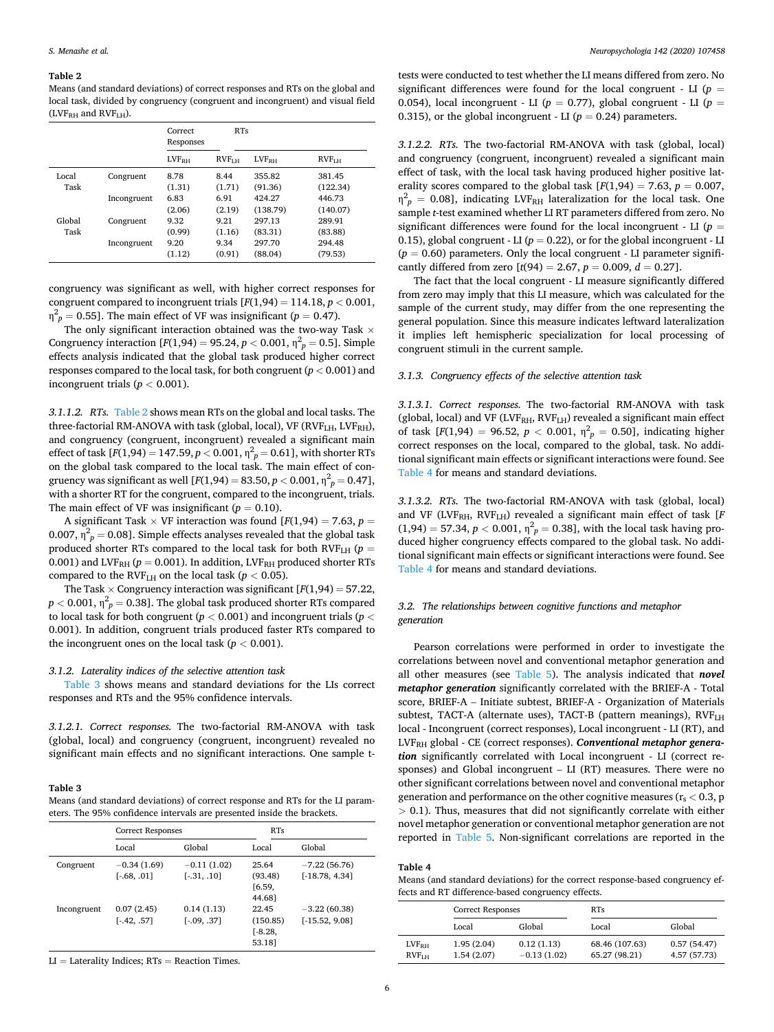**Table 2**
Means (and standard deviations) of correct responses and RTs on the global and local task, divided by congruency (congruent and incongruent) and visual field ($LVF_{RH}$ and $RVF_{LH}$).

| | | Correct Responses | | RTs | |
|---|---|---|---|---|---|
| | | $LVF_{RH}$ | $RVF_{LH}$ | $LVF_{RH}$ | $RVF_{LH}$ |
| Local Task | Congruent | 8.78 (1.31) | 8.44 (1.71) | 355.82 (91.36) | 381.45 (122.34) |
| | Incongruent | 6.83 (2.06) | 6.91 (2.19) | 424.27 (138.79) | 446.73 (140.07) |
| Global Task | Congruent | 9.32 (0.99) | 9.21 (1.16) | 297.13 (83.31) | 289.91 (83.88) |
| | Incongruent | 9.20 (1.12) | 9.34 (0.91) | 297.70 (88.04) | 294.48 (79.53) |

congruency was significant as well, with higher correct responses for congruent compared to incongruent trials [$F(1,94) = 114.18$, $p < 0.001$, $\eta^2_p = 0.55$]. The main effect of VF was insignificant ($p = 0.47$).

The only significant interaction obtained was the two-way Task × Congruency interaction [$F(1,94) = 95.24$, $p < 0.001$, $\eta^2_p = 0.5$]. Simple effects analysis indicated that the global task produced higher correct responses compared to the local task, for both congruent ($p < 0.001$) and incongruent trials ($p < 0.001$).

*3.1.1.2. RTs.* Table 2 shows mean RTs on the global and local tasks. The three-factorial RM-ANOVA with task (global, local), VF ($RVF_{LH}$, $LVF_{RH}$), and congruency (congruent, incongruent) revealed a significant main effect of task [$F(1,94) = 147.59$, $p < 0.001$, $\eta^2_p = 0.61$], with shorter RTs on the global task compared to the local task. The main effect of congruency was significant as well [$F(1,94) = 83.50$, $p < 0.001$, $\eta^2_p = 0.47$], with a shorter RT for the congruent, compared to the incongruent, trials. The main effect of VF was insignificant ($p = 0.10$).

A significant Task × VF interaction was found [$F(1,94) = 7.63$, $p = 0.007$, $\eta^2_p = 0.08$]. Simple effects analyses revealed that the global task produced shorter RTs compared to the local task for both $RVF_{LH}$ ($p = 0.001$) and $LVF_{RH}$ ($p = 0.001$). In addition, $LVF_{RH}$ produced shorter RTs compared to the $RVF_{LH}$ on the local task ($p < 0.05$).

The Task × Congruency interaction was significant [$F(1,94) = 57.22$, $p < 0.001$, $\eta^2_p = 0.38$]. The global task produced shorter RTs compared to local task for both congruent ($p < 0.001$) and incongruent trials ($p < 0.001$). In addition, congruent trials produced faster RTs compared to the incongruent ones on the local task ($p < 0.001$).

### 3.1.2. Laterality indices of the selective attention task

Table 3 shows means and standard deviations for the LIs correct responses and RTs and the 95% confidence intervals.

*3.1.2.1. Correct responses.* The two-factorial RM-ANOVA with task (global, local) and congruency (congruent, incongruent) revealed no significant main effects and no significant interactions. One sample t-tests were conducted to test whether the LI means differed from zero. No significant differences were found for the local congruent - LI ($p = 0.054$), local incongruent - LI ($p = 0.77$), global congruent - LI ($p = 0.315$), or the global incongruent - LI ($p = 0.24$) parameters.

**Table 3**
Means (and standard deviations) of correct response and RTs for the LI parameters. The 95% confidence intervals are presented inside the brackets.

| | Correct Responses | | RTs | |
|---|---|---|---|---|
| | Local | Global | Local | Global |
| Congruent | −0.34 (1.69) [-.68, .01] | −0.11 (1.02) [-.31, .10] | 25.64 (93.48) [6.59, 44.68] | −7.22 (56.76) [-18.78, 4.34] |
| Incongruent | 0.07 (2.45) [-.42, .57] | 0.14 (1.13) [-.09, .37] | 22.45 (150.85) [-8.28, 53.18] | −3.22 (60.38) [-15.52, 9.08] |

LI = Laterality Indices; RTs = Reaction Times.

*3.1.2.2. RTs.* The two-factorial RM-ANOVA with task (global, local) and congruency (congruent, incongruent) revealed a significant main effect of task, with the local task having produced higher positive laterality scores compared to the global task [$F(1,94) = 7.63$, $p = 0.007$, $\eta^2_p = 0.08$], indicating $LVF_{RH}$ lateralization for the local task. One sample *t*-test examined whether LI RT parameters differed from zero. No significant differences were found for the local incongruent - LI ($p = 0.15$), global congruent - LI ($p = 0.22$), or for the global incongruent - LI ($p = 0.60$) parameters. Only the local congruent - LI parameter significantly differed from zero [$t(94) = 2.67$, $p = 0.009$, $d = 0.27$].

The fact that the local congruent - LI measure significantly differed from zero may imply that this LI measure, which was calculated for the sample of the current study, may differ from the one representing the general population. Since this measure indicates leftward lateralization it implies left hemispheric specialization for local processing of congruent stimuli in the current sample.

### 3.1.3. Congruency effects of the selective attention task

*3.1.3.1. Correct responses.* The two-factorial RM-ANOVA with task (global, local) and VF ($LVF_{RH}$, $RVF_{LH}$) revealed a significant main effect of task [$F(1,94) = 96.52$, $p < 0.001$, $\eta^2_p = 0.50$], indicating higher correct responses on the local, compared to the global, task. No additional significant main effects or significant interactions were found. See Table 4 for means and standard deviations.

*3.1.3.2. RTs.* The two-factorial RM-ANOVA with task (global, local) and VF ($LVF_{RH}$, $RVF_{LH}$) revealed a significant main effect of task [$F(1,94) = 57.34$, $p < 0.001$, $\eta^2_p = 0.38$], with the local task having produced higher congruency effects compared to the global task. No additional significant main effects or significant interactions were found. See Table 4 for means and standard deviations.

## 3.2. The relationships between cognitive functions and metaphor generation

Pearson correlations were performed in order to investigate the correlations between novel and conventional metaphor generation and all other measures (see Table 5). The analysis indicated that ***novel metaphor generation*** significantly correlated with the BRIEF-A - Total score, BRIEF-A – Initiate subtest, BRIEF-A - Organization of Materials subtest, TACT-A (alternate uses), TACT-B (pattern meanings), $RVF_{LH}$ local - Incongruent (correct responses), Local incongruent - LI (RT), and $LVF_{RH}$ global - CE (correct responses). ***Conventional metaphor generation*** significantly correlated with Local incongruent - LI (correct responses) and Global incongruent – LI (RT) measures. There were no other significant correlations between novel and conventional metaphor generation and performance on the other cognitive measures ($r_s < 0.3$, $p > 0.1$). Thus, measures that did not significantly correlate with either novel metaphor generation or conventional metaphor generation are not reported in Table 5. Non-significant correlations are reported in the

**Table 4**
Means (and standard deviations) for the correct response-based congruency effects and RT difference-based congruency effects.

| | Correct Responses | | RTs | |
|---|---|---|---|---|
| | Local | Global | Local | Global |
| $LVF_{RH}$ | 1.95 (2.04) | 0.12 (1.13) | 68.46 (107.63) | 0.57 (54.47) |
| $RVF_{LH}$ | 1.54 (2.07) | −0.13 (1.02) | 65.27 (98.21) | 4.57 (57.73) |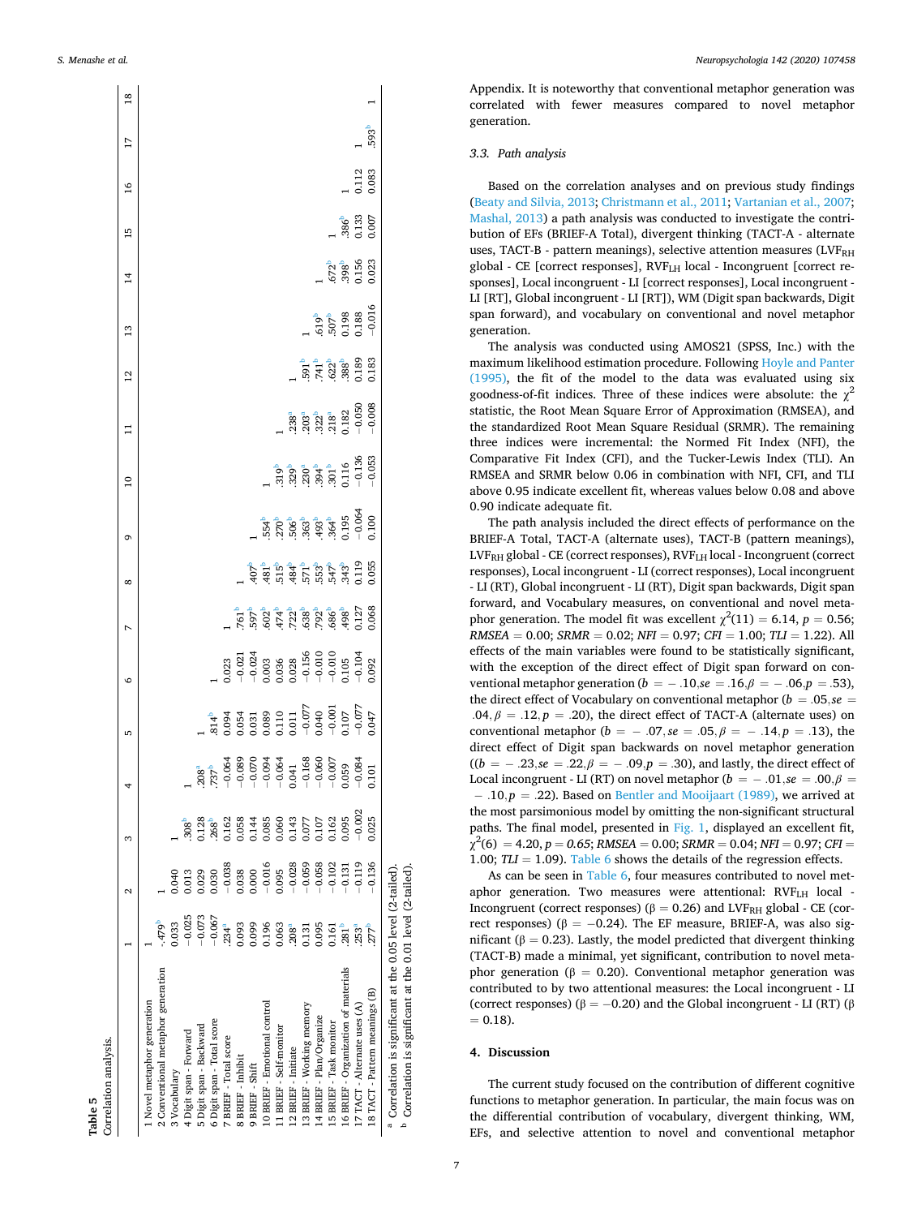**Table 5**
Correlation analysis.

| | 1 | 2 | 3 | 4 | 5 | 6 | 7 | 8 | 9 | 10 | 11 | 12 | 13 | 14 | 15 | 16 | 17 | 18 |
|---|---|---|---|---|---|---|---|---|---|---|---|---|---|---|---|---|---|---|
| 1 Novel metaphor generation | 1 | | | | | | | | | | | | | | | | | |
| 2 Conventional metaphor generation | .479[b] | 1 | | | | | | | | | | | | | | | | |
| 3 Vocabulary | 0.033 | 0.040 | 1 | | | | | | | | | | | | | | | |
| 4 Digit span - Forward | −0.025 | 0.013 | .308[b] | 1 | | | | | | | | | | | | | | |
| 5 Digit span - Backward | −0.073 | 0.029 | 0.128 | .208[a] | 1 | | | | | | | | | | | | | |
| 6 Digit span - Total score | −0.067 | 0.030 | .268[b] | .737[b] | .814[b] | 1 | | | | | | | | | | | | |
| 7 BRIEF - Total score | .234[a] | −0.038 | 0.162 | −0.064 | 0.094 | 0.023 | 1 | | | | | | | | | | | |
| 8 BRIEF - Inhibit | 0.093 | 0.038 | 0.058 | −0.089 | 0.054 | −0.021 | .761[b] | 1 | | | | | | | | | | |
| 9 BRIEF - Shift | 0.099 | 0.000 | 0.144 | −0.070 | 0.031 | −0.024 | .597[b] | .407[b] | 1 | | | | | | | | | |
| 10 BRIEF - Emotional control | 0.196 | −0.016 | 0.085 | −0.094 | 0.089 | 0.003 | .602[b] | .481[b] | .554[b] | 1 | | | | | | | | |
| 11 BRIEF - Self-monitor | 0.063 | 0.095 | 0.060 | −0.064 | 0.110 | 0.036 | .474[b] | .515[b] | .270[b] | .319[b] | 1 | | | | | | | |
| 12 BRIEF - Initiate | .208[a] | −0.028 | 0.143 | 0.041 | 0.011 | 0.028 | .722[b] | .484[b] | .506[b] | .329[b] | .238[a] | 1 | | | | | | |
| 13 BRIEF - Working memory | 0.131 | −0.059 | 0.077 | −0.168 | −0.077 | −0.156 | .638[b] | .571[b] | .363[b] | .230[a] | .203[a] | .591[b] | 1 | | | | | |
| 14 BRIEF - Plan/Organize | 0.095 | −0.058 | 0.107 | −0.060 | 0.040 | −0.010 | .792[b] | .553[b] | .493[b] | .394[b] | .322[b] | .741[b] | .619[b] | 1 | | | | |
| 15 BRIEF - Task monitor | 0.161 | −0.102 | 0.162 | −0.007 | −0.001 | −0.010 | .686[b] | .547[b] | .364[b] | .301[b] | .218[a] | .622[b] | .507[b] | .672[b] | 1 | | | |
| 16 BRIEF - Organization of materials | .281[b] | −0.131 | 0.095 | 0.059 | 0.107 | 0.105 | .498[b] | .343[a] | 0.195 | 0.116 | 0.182 | .388[b] | 0.198 | .398[b] | .386[b] | 1 | | |
| 17 TACT - Alternate uses (A) | .253[a] | −0.119 | −0.002 | −0.084 | −0.077 | −0.104 | 0.127 | 0.119 | −0.064 | −0.136 | −0.050 | 0.189 | 0.188 | 0.156 | 0.133 | 0.112 | 1 | |
| 18 TACT - Pattern meanings (B) | .277[b] | −0.136 | 0.025 | 0.101 | 0.047 | 0.092 | 0.068 | 0.055 | 0.100 | −0.053 | −0.008 | 0.183 | −0.016 | 0.023 | 0.007 | 0.083 | .593[b] | 1 |

[a] Correlation is significant at the 0.05 level (2-tailed).
[b] Correlation is significant at the 0.01 level (2-tailed).

Appendix. It is noteworthy that conventional metaphor generation was correlated with fewer measures compared to novel metaphor generation.

### 3.3. Path analysis

Based on the correlation analyses and on previous study findings (Beaty and Silvia, 2013; Christmann et al., 2011; Vartanian et al., 2007; Mashal, 2013) a path analysis was conducted to investigate the contribution of EFs (BRIEF-A Total), divergent thinking (TACT-A - alternate uses, TACT-B - pattern meanings), selective attention measures ($LVF_{RH}$ global - CE [correct responses], $RVF_{LH}$ local - Incongruent [correct responses], Local incongruent - LI (correct responses], Local incongruent - LI [RT], Global incongruent - LI [RT]), WM (Digit span backwards, Digit span forward), and vocabulary on conventional and novel metaphor generation.

The analysis was conducted using AMOS21 (SPSS, Inc.) with the maximum likelihood estimation procedure. Following Hoyle and Panter (1995), the fit of the model to the data was evaluated using six goodness-of-fit indices. Three of these indices were absolute: the $\chi^2$ statistic, the Root Mean Square Error of Approximation (RMSEA), and the standardized Root Mean Square Residual (SRMR). The remaining three indices were incremental: the Normed Fit Index (NFI), the Comparative Fit Index (CFI), and the Tucker-Lewis Index (TLI). An RMSEA and SRMR below 0.06 in combination with NFI, CFI, and TLI above 0.95 indicate excellent fit, whereas values below 0.08 and above 0.90 indicate adequate fit.

The path analysis included the direct effects of performance on the BRIEF-A Total, TACT-A (alternate uses), TACT-B (pattern meanings), $LVF_{RH}$ global - CE (correct responses), $RVF_{LH}$ local - Incongruent (correct responses), Local incongruent - LI (correct responses), Local incongruent - LI (RT), Global incongruent - LI (RT), Digit span backwards, Digit span forward, and Vocabulary measures, on conventional and novel metaphor generation. The model fit was excellent $\chi^2(11) = 6.14$, $p = 0.56$; $RMSEA = 0.00$; $SRMR = 0.02$; $NFI = 0.97$; $CFI = 1.00$; $TLI = 1.22$). All effects of the main variables were found to be statistically significant, with the exception of the direct effect of Digit span forward on conventional metaphor generation ($b = -.10, se = .16, \beta = -.06, p = .53$), the direct effect of Vocabulary on conventional metaphor ($b = .05, se = .04, \beta = .12, p = .20$), the direct effect of TACT-A (alternate uses) on conventional metaphor ($b = -.07, se = .05, \beta = -.14, p = .13$), the direct effect of Digit span backwards on novel metaphor generation (($b = -.23, se = .22, \beta = -.09, p = .30$), and lastly, the direct effect of Local incongruent - LI (RT) on novel metaphor ($b = -.01, se = .00, \beta = -.10, p = .22$). Based on Bentler and Mooijaart (1989), we arrived at the most parsimonious model by omitting the non-significant structural paths. The final model, presented in Fig. 1, displayed an excellent fit, $\chi^2(6) = 4.20, p = 0.65$; $RMSEA = 0.00$; $SRMR = 0.04$; $NFI = 0.97$; $CFI = 1.00$; $TLI = 1.09$). Table 6 shows the details of the regression effects.

As can be seen in Table 6, four measures contributed to novel metaphor generation. Two measures were attentional: $RVF_{LH}$ local - Incongruent (correct responses) ($\beta = 0.26$) and $LVF_{RH}$ global - CE (correct responses) ($\beta = -0.24$). The EF measure, BRIEF-A, was also significant ($\beta = 0.23$). Lastly, the model predicted that divergent thinking (TACT-B) made a minimal, yet significant, contribution to novel metaphor generation ($\beta = 0.20$). Conventional metaphor generation was contributed to by two attentional measures: the Local incongruent - LI (correct responses) ($\beta = -0.20$) and the Global incongruent - LI (RT) ($\beta = 0.18$).

## 4. Discussion

The current study focused on the contribution of different cognitive functions to metaphor generation. In particular, the main focus was on the differential contribution of vocabulary, divergent thinking, WM, EFs, and selective attention to novel and conventional metaphor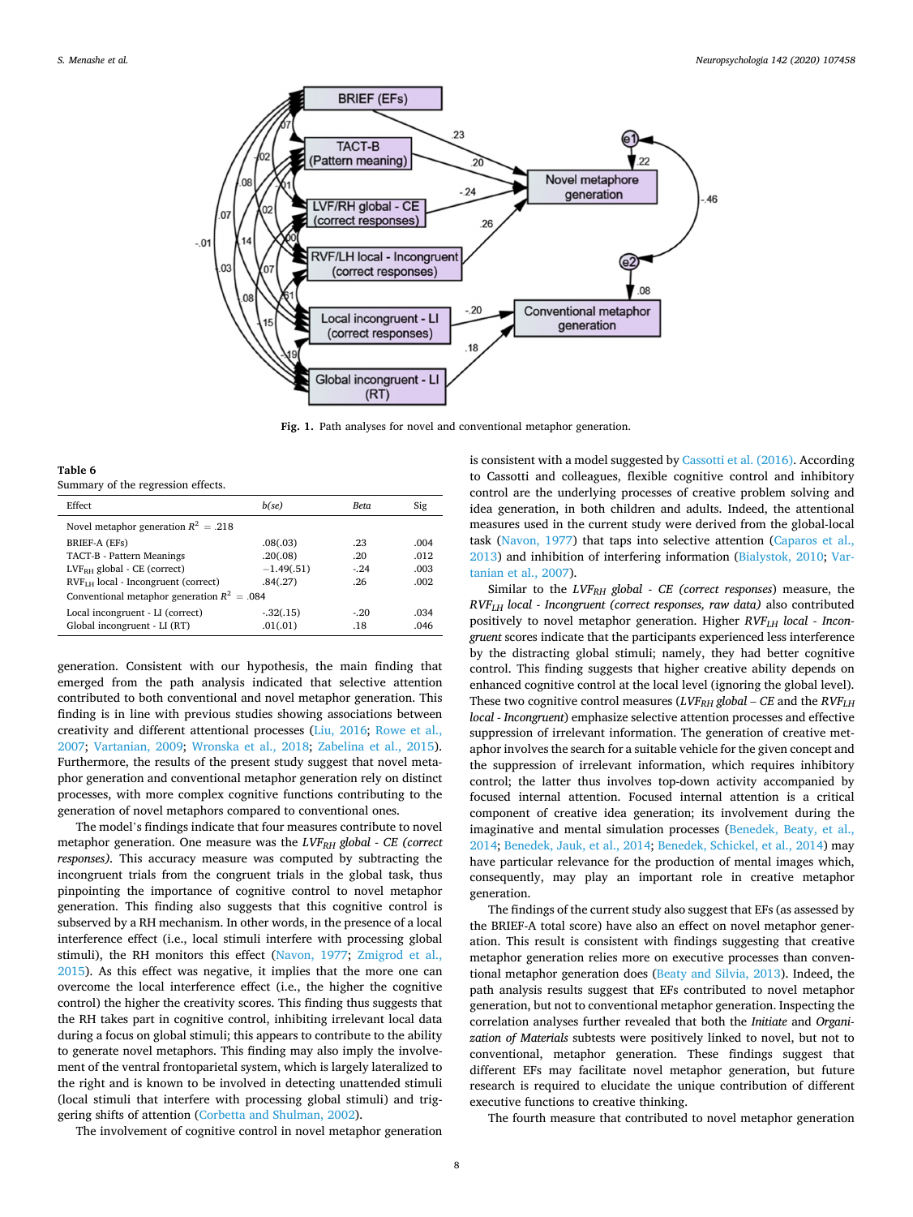Fig. 1. Path analyses for novel and conventional metaphor generation.

**Table 6**
Summary of the regression effects.

| Effect | b(se) | Beta | Sig |
|---|---|---|---|
| Novel metaphor generation $R^2$ = .218 | | | |
| BRIEF-A (EFs) | .08(.03) | .23 | .004 |
| TACT-B - Pattern Meanings | .20(.08) | .20 | .012 |
| $LVF_{RH}$ global - CE (correct) | −1.49(.51) | -.24 | .003 |
| $RVF_{LH}$ local - Incongruent (correct) | .84(.27) | .26 | .002 |
| Conventional metaphor generation $R^2$ = .084 | | | |
| Local incongruent - LI (correct) | -.32(.15) | -.20 | .034 |
| Global incongruent - LI (RT) | .01(.01) | .18 | .046 |

generation. Consistent with our hypothesis, the main finding that emerged from the path analysis indicated that selective attention contributed to both conventional and novel metaphor generation. This finding is in line with previous studies showing associations between creativity and different attentional processes (Liu, 2016; Rowe et al., 2007; Vartanian, 2009; Wronska et al., 2018; Zabelina et al., 2015). Furthermore, the results of the present study suggest that novel metaphor generation and conventional metaphor generation rely on distinct processes, with more complex cognitive functions contributing to the generation of novel metaphors compared to conventional ones.

The model's findings indicate that four measures contribute to novel metaphor generation. One measure was the *$LVF_{RH}$ global - CE (correct responses)*. This accuracy measure was computed by subtracting the incongruent trials from the congruent trials in the global task, thus pinpointing the importance of cognitive control to novel metaphor generation. This finding also suggests that this cognitive control is subserved by a RH mechanism. In other words, in the presence of a local interference effect (i.e., local stimuli interfere with processing global stimuli), the RH monitors this effect (Navon, 1977; Zmigrod et al., 2015). As this effect was negative, it implies that the more one can overcome the local interference effect (i.e., the higher the cognitive control) the higher the creativity scores. This finding thus suggests that the RH takes part in cognitive control, inhibiting irrelevant local data during a focus on global stimuli; this appears to contribute to the ability to generate novel metaphors. This finding may also imply the involvement of the ventral frontoparietal system, which is largely lateralized to the right and is known to be involved in detecting unattended stimuli (local stimuli that interfere with processing global stimuli) and triggering shifts of attention (Corbetta and Shulman, 2002).

The involvement of cognitive control in novel metaphor generation is consistent with a model suggested by Cassotti et al. (2016). According to Cassotti and colleagues, flexible cognitive control and inhibitory control are the underlying processes of creative problem solving and idea generation, in both children and adults. Indeed, the attentional measures used in the current study were derived from the global-local task (Navon, 1977) that taps into selective attention (Caparos et al., 2013) and inhibition of interfering information (Bialystok, 2010; Vartanian et al., 2007).

Similar to the *$LVF_{RH}$ global - CE (correct responses)* measure, the *$RVF_{LH}$ local - Incongruent (correct responses, raw data)* also contributed positively to novel metaphor generation. Higher *$RVF_{LH}$ local - Incongruent* scores indicate that the participants experienced less interference by the distracting global stimuli; namely, they had better cognitive control. This finding suggests that higher creative ability depends on enhanced cognitive control at the local level (ignoring the global level). These two cognitive control measures (*$LVF_{RH}$ global – CE* and the *$RVF_{LH}$ local - Incongruent*) emphasize selective attention processes and effective suppression of irrelevant information. The generation of creative metaphor involves the search for a suitable vehicle for the given concept and the suppression of irrelevant information, which requires inhibitory control; the latter thus involves top-down activity accompanied by focused internal attention. Focused internal attention is a critical component of creative idea generation; its involvement during the imaginative and mental simulation processes (Benedek, Beaty, et al., 2014; Benedek, Jauk, et al., 2014; Benedek, Schickel, et al., 2014) may have particular relevance for the production of mental images which, consequently, may play an important role in creative metaphor generation.

The findings of the current study also suggest that EFs (as assessed by the BRIEF-A total score) have also an effect on novel metaphor generation. This result is consistent with findings suggesting that creative metaphor generation relies more on executive processes than conventional metaphor generation does (Beaty and Silvia, 2013). Indeed, the path analysis results suggest that EFs contributed to novel metaphor generation, but not to conventional metaphor generation. Inspecting the correlation analyses further revealed that both the *Initiate* and *Organization of Materials* subtests were positively linked to novel, but not to conventional, metaphor generation. These findings suggest that different EFs may facilitate novel metaphor generation, but future research is required to elucidate the unique contribution of different executive functions to creative thinking.

The fourth measure that contributed to novel metaphor generation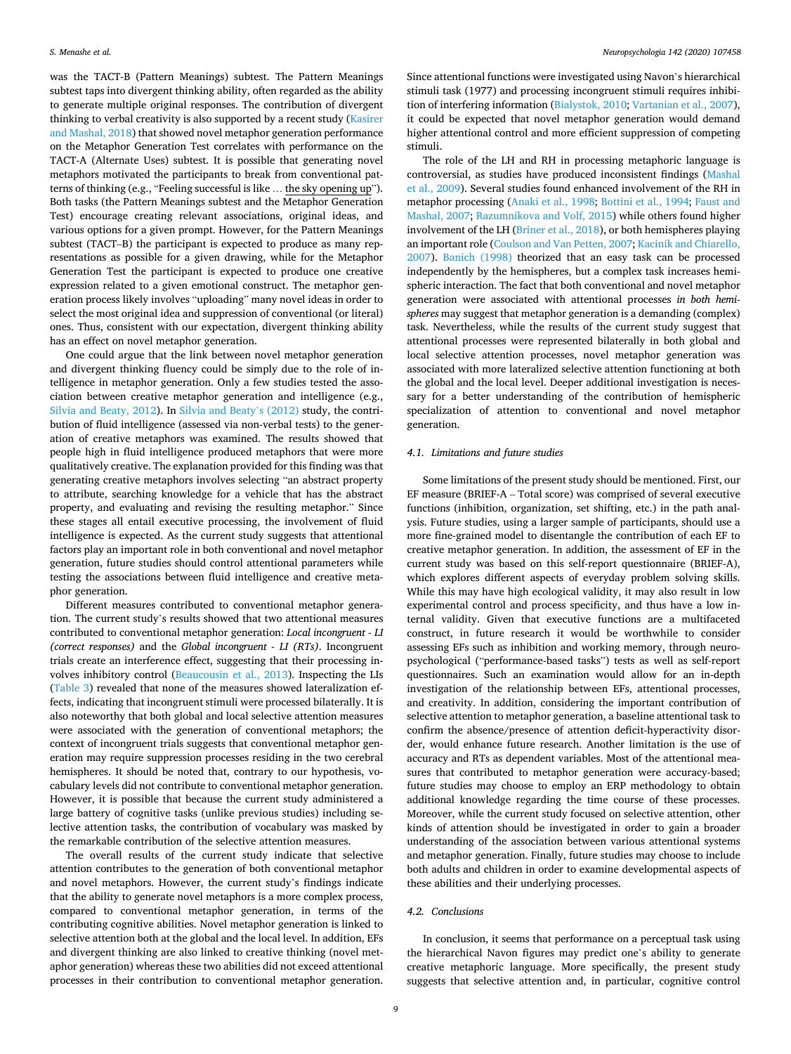was the TACT-B (Pattern Meanings) subtest. The Pattern Meanings subtest taps into divergent thinking ability, often regarded as the ability to generate multiple original responses. The contribution of divergent thinking to verbal creativity is also supported by a recent study (Kasirer and Mashal, 2018) that showed novel metaphor generation performance on the Metaphor Generation Test correlates with performance on the TACT-A (Alternate Uses) subtest. It is possible that generating novel metaphors motivated the participants to break from conventional patterns of thinking (e.g., "Feeling successful is like … the sky opening up"). Both tasks (the Pattern Meanings subtest and the Metaphor Generation Test) encourage creating relevant associations, original ideas, and various options for a given prompt. However, for the Pattern Meanings subtest (TACT–B) the participant is expected to produce as many representations as possible for a given drawing, while for the Metaphor Generation Test the participant is expected to produce one creative expression related to a given emotional construct. The metaphor generation process likely involves "uploading" many novel ideas in order to select the most original idea and suppression of conventional (or literal) ones. Thus, consistent with our expectation, divergent thinking ability has an effect on novel metaphor generation.

One could argue that the link between novel metaphor generation and divergent thinking fluency could be simply due to the role of intelligence in metaphor generation. Only a few studies tested the association between creative metaphor generation and intelligence (e.g., Silvia and Beaty, 2012). In Silvia and Beaty's (2012) study, the contribution of fluid intelligence (assessed via non-verbal tests) to the generation of creative metaphors was examined. The results showed that people high in fluid intelligence produced metaphors that were more qualitatively creative. The explanation provided for this finding was that generating creative metaphors involves selecting "an abstract property to attribute, searching knowledge for a vehicle that has the abstract property, and evaluating and revising the resulting metaphor." Since these stages all entail executive processing, the involvement of fluid intelligence is expected. As the current study suggests that attentional factors play an important role in both conventional and novel metaphor generation, future studies should control attentional parameters while testing the associations between fluid intelligence and creative metaphor generation.

Different measures contributed to conventional metaphor generation. The current study's results showed that two attentional measures contributed to conventional metaphor generation: *Local incongruent - LI (correct responses)* and the *Global incongruent - LI (RTs)*. Incongruent trials create an interference effect, suggesting that their processing involves inhibitory control (Beaucousin et al., 2013). Inspecting the LIs (Table 3) revealed that none of the measures showed lateralization effects, indicating that incongruent stimuli were processed bilaterally. It is also noteworthy that both global and local selective attention measures were associated with the generation of conventional metaphors; the context of incongruent trials suggests that conventional metaphor generation may require suppression processes residing in the two cerebral hemispheres. It should be noted that, contrary to our hypothesis, vocabulary levels did not contribute to conventional metaphor generation. However, it is possible that because the current study administered a large battery of cognitive tasks (unlike previous studies) including selective attention tasks, the contribution of vocabulary was masked by the remarkable contribution of the selective attention measures.

The overall results of the current study indicate that selective attention contributes to the generation of both conventional metaphor and novel metaphors. However, the current study's findings indicate that the ability to generate novel metaphors is a more complex process, compared to conventional metaphor generation, in terms of the contributing cognitive abilities. Novel metaphor generation is linked to selective attention both at the global and the local level. In addition, EFs and divergent thinking are also linked to creative thinking (novel metaphor generation) whereas these two abilities did not exceed attentional processes in their contribution to conventional metaphor generation. Since attentional functions were investigated using Navon's hierarchical stimuli task (1977) and processing incongruent stimuli requires inhibition of interfering information (Bialystok, 2010; Vartanian et al., 2007), it could be expected that novel metaphor generation would demand higher attentional control and more efficient suppression of competing stimuli.

The role of the LH and RH in processing metaphoric language is controversial, as studies have produced inconsistent findings (Mashal et al., 2009). Several studies found enhanced involvement of the RH in metaphor processing (Anaki et al., 1998; Bottini et al., 1994; Faust and Mashal, 2007; Razumnikova and Volf, 2015) while others found higher involvement of the LH (Briner et al., 2018), or both hemispheres playing an important role (Coulson and Van Petten, 2007; Kacinik and Chiarello, 2007). Banich (1998) theorized that an easy task can be processed independently by the hemispheres, but a complex task increases hemispheric interaction. The fact that both conventional and novel metaphor generation were associated with attentional processes *in both hemispheres* may suggest that metaphor generation is a demanding (complex) task. Nevertheless, while the results of the current study suggest that attentional processes were represented bilaterally in both global and local selective attention processes, novel metaphor generation was associated with more lateralized selective attention functioning at both the global and the local level. Deeper additional investigation is necessary for a better understanding of the contribution of hemispheric specialization of attention to conventional and novel metaphor generation.

### 4.1. Limitations and future studies

Some limitations of the present study should be mentioned. First, our EF measure (BRIEF-A – Total score) was comprised of several executive functions (inhibition, organization, set shifting, etc.) in the path analysis. Future studies, using a larger sample of participants, should use a more fine-grained model to disentangle the contribution of each EF to creative metaphor generation. In addition, the assessment of EF in the current study was based on this self-report questionnaire (BRIEF-A), which explores different aspects of everyday problem solving skills. While this may have high ecological validity, it may also result in low experimental control and process specificity, and thus have a low internal validity. Given that executive functions are a multifaceted construct, in future research it would be worthwhile to consider assessing EFs such as inhibition and working memory, through neuropsychological ("performance-based tasks") tests as well as self-report questionnaires. Such an examination would allow for an in-depth investigation of the relationship between EFs, attentional processes, and creativity. In addition, considering the important contribution of selective attention to metaphor generation, a baseline attentional task to confirm the absence/presence of attention deficit-hyperactivity disorder, would enhance future research. Another limitation is the use of accuracy and RTs as dependent variables. Most of the attentional measures that contributed to metaphor generation were accuracy-based; future studies may choose to employ an ERP methodology to obtain additional knowledge regarding the time course of these processes. Moreover, while the current study focused on selective attention, other kinds of attention should be investigated in order to gain a broader understanding of the association between various attentional systems and metaphor generation. Finally, future studies may choose to include both adults and children in order to examine developmental aspects of these abilities and their underlying processes.

### 4.2. Conclusions

In conclusion, it seems that performance on a perceptual task using the hierarchical Navon figures may predict one's ability to generate creative metaphoric language. More specifically, the present study suggests that selective attention and, in particular, cognitive control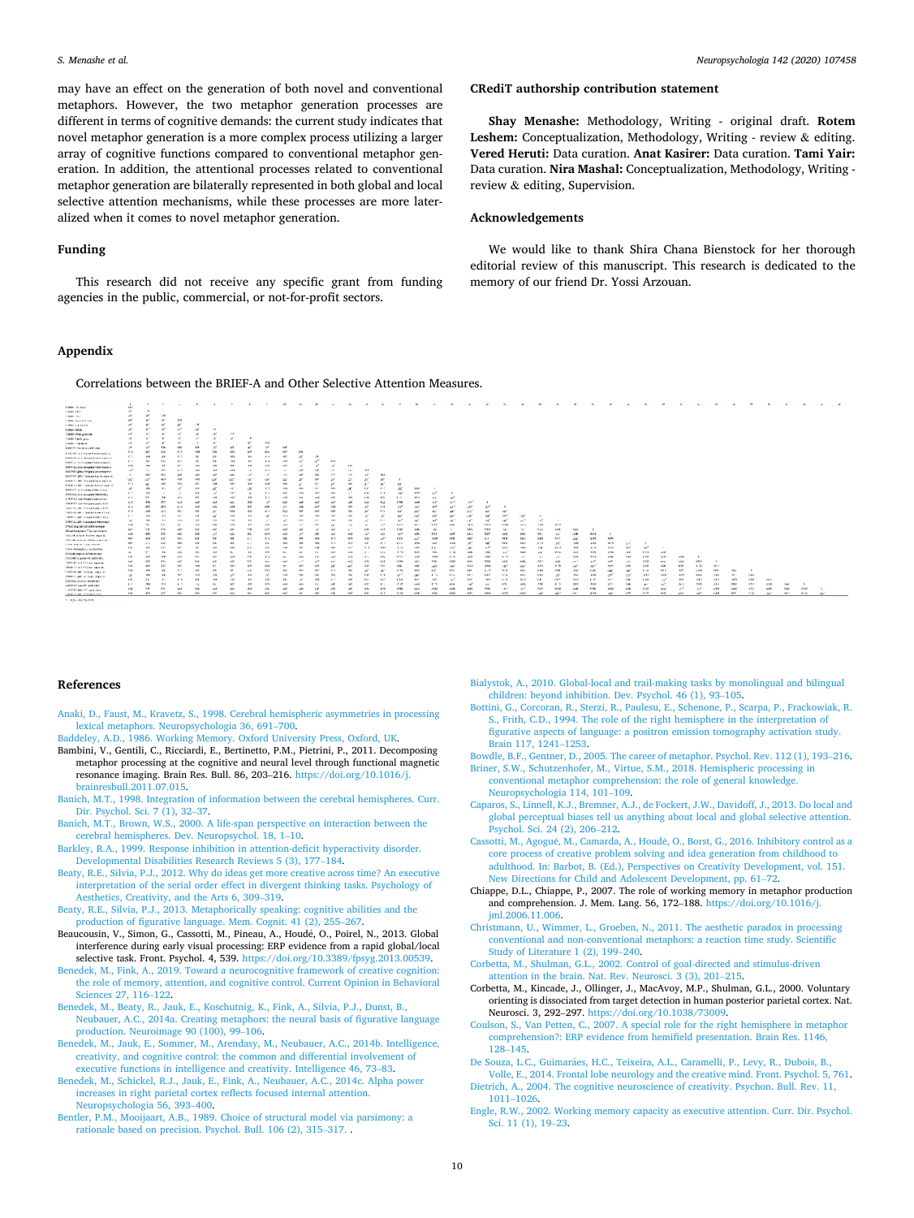may have an effect on the generation of both novel and conventional metaphors. However, the two metaphor generation processes are different in terms of cognitive demands: the current study indicates that novel metaphor generation is a more complex process utilizing a larger array of cognitive functions compared to conventional metaphor generation. In addition, the attentional processes related to conventional metaphor generation are bilaterally represented in both global and local selective attention mechanisms, while these processes are more lateralized when it comes to novel metaphor generation.

## Funding

This research did not receive any specific grant from funding agencies in the public, commercial, or not-for-profit sectors.

## CRediT authorship contribution statement

**Shay Menashe:** Methodology, Writing - original draft. **Rotem Leshem:** Conceptualization, Methodology, Writing - review & editing. **Vered Heruti:** Data curation. **Anat Kasirer:** Data curation. **Tami Yair:** Data curation. **Nira Mashal:** Conceptualization, Methodology, Writing - review & editing, Supervision.

## Acknowledgements

We would like to thank Shira Chana Bienstock for her thorough editorial review of this manuscript. This research is dedicated to the memory of our friend Dr. Yossi Arzouan.

## Appendix

Correlations between the BRIEF-A and Other Selective Attention Measures.

## References

Anaki, D., Faust, M., Kravetz, S., 1998. Cerebral hemispheric asymmetries in processing lexical metaphors. Neuropsychologia 36, 691–700.

Baddeley, A.D., 1986. Working Memory. Oxford University Press, Oxford, UK.

Bambini, V., Gentili, C., Ricciardi, E., Bertinetto, P.M., Pietrini, P., 2011. Decomposing metaphor processing at the cognitive and neural level through functional magnetic resonance imaging. Brain Res. Bull. 86, 203–216. https://doi.org/10.1016/j.brainresbull.2011.07.015.

Banich, M.T., 1998. Integration of information between the cerebral hemispheres. Curr. Dir. Psychol. Sci. 7 (1), 32–37.

Banich, M.T., Brown, W.S., 2000. A life-span perspective on interaction between the cerebral hemispheres. Dev. Neuropsychol. 18, 1–10.

Barkley, R.A., 1999. Response inhibition in attention-deficit hyperactivity disorder. Developmental Disabilities Research Reviews 5 (3), 177–184.

Beaty, R.E., Silvia, P.J., 2012. Why do ideas get more creative across time? An executive interpretation of the serial order effect in divergent thinking tasks. Psychology of Aesthetics, Creativity, and the Arts 6, 309–319.

Beaty, R.E., Silvia, P.J., 2013. Metaphorically speaking: cognitive abilities and the production of figurative language. Mem. Cognit. 41 (2), 255–267.

Beaucousin, V., Simon, G., Cassotti, M., Pineau, A., Houdé, O., Poirel, N., 2013. Global interference during early visual processing: ERP evidence from a rapid global/local selective task. Front. Psychol. 4, 539. https://doi.org/10.3389/fpsyg.2013.00539.

Benedek, M., Fink, A., 2019. Toward a neurocognitive framework of creative cognition: the role of memory, attention, and cognitive control. Current Opinion in Behavioral Sciences 27, 116–122.

Benedek, M., Beaty, R., Jauk, E., Koschutnig, K., Fink, A., Silvia, P.J., Dunst, B., Neubauer, A.C., 2014a. Creating metaphors: the neural basis of figurative language production. Neuroimage 90 (100), 99–106.

Benedek, M., Jauk, E., Sommer, M., Arendasy, M., Neubauer, A.C., 2014b. Intelligence, creativity, and cognitive control: the common and differential involvement of executive functions in intelligence and creativity. Intelligence 46, 73–83.

Benedek, M., Schickel, R.J., Jauk, E., Fink, A., Neubauer, A.C., 2014c. Alpha power increases in right parietal cortex reflects focused internal attention. Neuropsychologia 56, 393–400.

Bentler, P.M., Mooijaart, A.B., 1989. Choice of structural model via parsimony: a rationale based on precision. Psychol. Bull. 106 (2), 315–317. .

Bialystok, A., 2010. Global-local and trail-making tasks by monolingual and bilingual children: beyond inhibition. Dev. Psychol. 46 (1), 93–105.

Bottini, G., Corcoran, R., Sterzi, R., Paulesu, E., Schenone, P., Scarpa, P., Frackowiak, R. S., Frith, C.D., 1994. The role of the right hemisphere in the interpretation of figurative aspects of language: a positron emission tomography activation study. Brain 117, 1241–1253.

Bowdle, B.F., Gentner, D., 2005. The career of metaphor. Psychol. Rev. 112 (1), 193–216.

Briner, S.W., Schutzenhofer, M., Virtue, S.M., 2018. Hemispheric processing in conventional metaphor comprehension: the role of general knowledge. Neuropsychologia 114, 101–109.

Caparos, S., Linnell, K.J., Bremner, A.J., de Fockert, J.W., Davidoff, J., 2013. Do local and global perceptual biases tell us anything about local and global selective attention. Psychol. Sci. 24 (2), 206–212.

Cassotti, M., Agogué, M., Camarda, A., Houdé, O., Borst, G., 2016. Inhibitory control as a core process of creative problem solving and idea generation from childhood to adulthood. In: Barbot, B. (Ed.), Perspectives on Creativity Development, vol. 151. New Directions for Child and Adolescent Development, pp. 61–72.

Chiappe, D.L., Chiappe, P., 2007. The role of working memory in metaphor production and comprehension. J. Mem. Lang. 56, 172–188. https://doi.org/10.1016/j.jml.2006.11.006.

Christmann, U., Wimmer, L., Groeben, N., 2011. The aesthetic paradox in processing conventional and non-conventional metaphors: a reaction time study. Scientific Study of Literature 1 (2), 199–240.

Corbetta, M., Shulman, G.L., 2002. Control of goal-directed and stimulus-driven attention in the brain. Nat. Rev. Neurosci. 3 (3), 201–215.

Corbetta, M., Kincade, J., Ollinger, J., MacAvoy, M.P., Shulman, G.L., 2000. Voluntary orienting is dissociated from target detection in human posterior parietal cortex. Nat. Neurosci. 3, 292–297. https://doi.org/10.1038/73009.

Coulson, S., Van Petten, C., 2007. A special role for the right hemisphere in metaphor comprehension?: ERP evidence from hemifield presentation. Brain Res. 1146, 128–145.

De Souza, L.C., Guimarães, H.C., Teixeira, A.L., Caramelli, P., Levy, R., Dubois, B., Volle, E., 2014. Frontal lobe neurology and the creative mind. Front. Psychol. 5, 761.

Dietrich, A., 2004. The cognitive neuroscience of creativity. Psychon. Bull. Rev. 11, 1011–1026.

Engle, R.W., 2002. Working memory capacity as executive attention. Curr. Dir. Psychol. Sci. 11 (1), 19–23.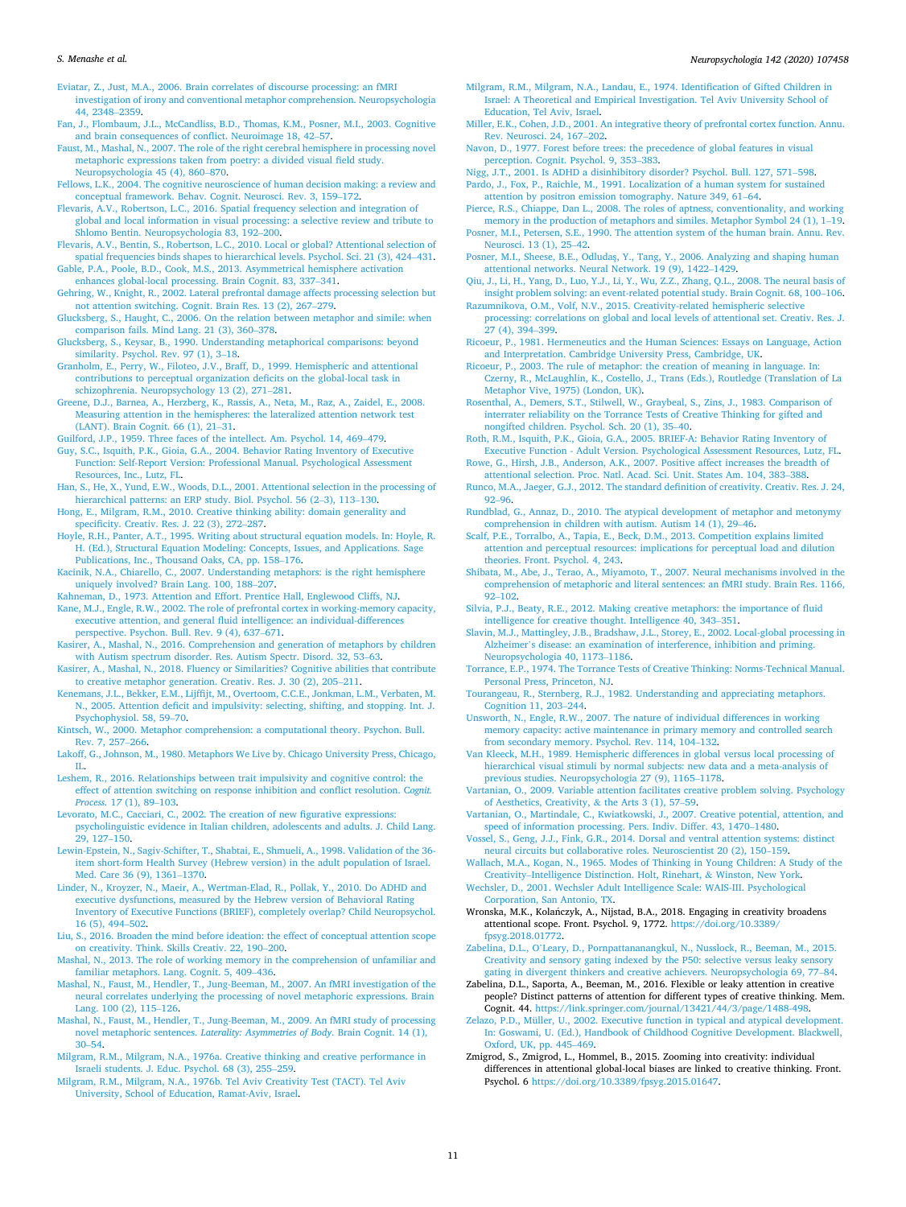Eviatar, Z., Just, M.A., 2006. Brain correlates of discourse processing: an fMRI investigation of irony and conventional metaphor comprehension. Neuropsychologia 44, 2348–2359.

Fan, J., Flombaum, J.L., McCandliss, B.D., Thomas, K.M., Posner, M.I., 2003. Cognitive and brain consequences of conflict. Neuroimage 18, 42–57.

Faust, M., Mashal, N., 2007. The role of the right cerebral hemisphere in processing novel metaphoric expressions taken from poetry: a divided visual field study. Neuropsychologia 45 (4), 860–870.

Fellows, L.K., 2004. The cognitive neuroscience of human decision making: a review and conceptual framework. Behav. Cognit. Neurosci. Rev. 3, 159–172.

Flevaris, A.V., Robertson, L.C., 2016. Spatial frequency selection and integration of global and local information in visual processing: a selective review and tribute to Shlomo Bentin. Neuropsychologia 83, 192–200.

Flevaris, A.V., Bentin, S., Robertson, L.C., 2010. Local or global? Attentional selection of spatial frequencies binds shapes to hierarchical levels. Psychol. Sci. 21 (3), 424–431.

Gable, P.A., Poole, B.D., Cook, M.S., 2013. Asymmetrical hemisphere activation enhances global-local processing. Brain Cognit. 83, 337–341.

Gehring, W., Knight, R., 2002. Lateral prefrontal damage affects processing selection but not attention switching. Cognit. Brain Res. 13 (2), 267–279.

Glucksberg, S., Haught, C., 2006. On the relation between metaphor and simile: when comparison fails. Mind Lang. 21 (3), 360–378.

Glucksberg, S., Keysar, B., 1990. Understanding metaphorical comparisons: beyond similarity. Psychol. Rev. 97 (1), 3–18.

Granholm, E., Perry, W., Filoteo, J.V., Braff, D., 1999. Hemispheric and attentional contributions to perceptual organization deficits on the global-local task in schizophrenia. Neuropsychology 13 (2), 271–281.

Greene, D.J., Barnea, A., Herzberg, K., Rassis, A., Neta, M., Raz, A., Zaidel, E., 2008. Measuring attention in the hemispheres: the lateralized attention network test (LANT). Brain Cognit. 66 (1), 21–31.

Guilford, J.P., 1959. Three faces of the intellect. Am. Psychol. 14, 469–479.

Guy, S.C., Isquith, P.K., Gioia, G.A., 2004. Behavior Rating Inventory of Executive Function: Self-Report Version: Professional Manual. Psychological Assessment Resources, Inc., Lutz, FL.

Han, S., He, X., Yund, E.W., Woods, D.L., 2001. Attentional selection in the processing of hierarchical patterns: an ERP study. Biol. Psychol. 56 (2–3), 113–130.

Hong, E., Milgram, R.M., 2010. Creative thinking ability: domain generality and specificity. Creativ. Res. J. 22 (3), 272–287.

Hoyle, R.H., Panter, A.T., 1995. Writing about structural equation models. In: Hoyle, R. H. (Ed.), Structural Equation Modeling: Concepts, Issues, and Applications. Sage Publications, Inc., Thousand Oaks, CA, pp. 158–176.

Kacinik, N.A., Chiarello, C., 2007. Understanding metaphors: is the right hemisphere uniquely involved? Brain Lang. 100, 188–207.

Kahneman, D., 1973. Attention and Effort. Prentice Hall, Englewood Cliffs, NJ.

Kane, M.J., Engle, R.W., 2002. The role of prefrontal cortex in working-memory capacity, executive attention, and general fluid intelligence: an individual-differences perspective. Psychon. Bull. Rev. 9 (4), 637–671.

Kasirer, A., Mashal, N., 2016. Comprehension and generation of metaphors by children with Autism spectrum disorder. Res. Autism Spectr. Disord. 32, 53–63.

Kasirer, A., Mashal, N., 2018. Fluency or Similarities? Cognitive abilities that contribute to creative metaphor generation. Creativ. Res. J. 30 (2), 205–211.

Kenemans, J.L., Bekker, E.M., Lijffijt, M., Overtoom, C.C.E., Jonkman, L.M., Verbaten, M. N., 2005. Attention deficit and impulsivity: selecting, shifting, and stopping. Int. J. Psychophysiol. 58, 59–70.

Kintsch, W., 2000. Metaphor comprehension: a computational theory. Psychon. Bull. Rev. 7, 257–266.

Lakoff, G., Johnson, M., 1980. Metaphors We Live by. Chicago University Press, Chicago, IL.

Leshem, R., 2016. Relationships between trait impulsivity and cognitive control: the effect of attention switching on response inhibition and conflict resolution. *Cognit. Process.* 17 (1), 89–103.

Levorato, M.C., Cacciari, C., 2002. The creation of new figurative expressions: psycholinguistic evidence in Italian children, adolescents and adults. J. Child Lang. 29, 127–150.

Lewin-Epstein, N., Sagiv-Schifter, T., Shabtai, E., Shmueli, A., 1998. Validation of the 36-item short-form Health Survey (Hebrew version) in the adult population of Israel. Med. Care 36 (9), 1361–1370.

Linder, N., Kroyzer, N., Maeir, A., Wertman-Elad, R., Pollak, Y., 2010. Do ADHD and executive dysfunctions, measured by the Hebrew version of Behavioral Rating Inventory of Executive Functions (BRIEF), completely overlap? Child Neuropsychol. 16 (5), 494–502.

Liu, S., 2016. Broaden the mind before ideation: the effect of conceptual attention scope on creativity. Think. Skills Creativ. 22, 190–200.

Mashal, N., 2013. The role of working memory in the comprehension of unfamiliar and familiar metaphors. Lang. Cognit. 5, 409–436.

Mashal, N., Faust, M., Hendler, T., Jung-Beeman, M., 2007. An fMRI investigation of the neural correlates underlying the processing of novel metaphoric expressions. Brain Lang. 100 (2), 115–126.

Mashal, N., Faust, M., Hendler, T., Jung-Beeman, M., 2009. An fMRI study of processing novel metaphoric sentences. *Laterality: Asymmetries of Body*. Brain Cognit. 14 (1), 30–54.

Milgram, R.M., Milgram, N.A., 1976a. Creative thinking and creative performance in Israeli students. J. Educ. Psychol. 68 (3), 255–259.

Milgram, R.M., Milgram, N.A., 1976b. Tel Aviv Creativity Test (TACT). Tel Aviv University, School of Education, Ramat-Aviv, Israel.

Milgram, R.M., Milgram, N.A., Landau, E., 1974. Identification of Gifted Children in Israel: A Theoretical and Empirical Investigation. Tel Aviv University School of Education, Tel Aviv, Israel.

Miller, E.K., Cohen, J.D., 2001. An integrative theory of prefrontal cortex function. Annu. Rev. Neurosci. 24, 167–202.

Navon, D., 1977. Forest before trees: the precedence of global features in visual perception. Cognit. Psychol. 9, 353–383.

Nigg, J.T., 2001. Is ADHD a disinhibitory disorder? Psychol. Bull. 127, 571–598.

Pardo, J., Fox, P., Raichle, M., 1991. Localization of a human system for sustained attention by positron emission tomography. Nature 349, 61–64.

Pierce, R.S., Chiappe, Dan L., 2008. The roles of aptness, conventionality, and working memory in the production of metaphors and similes. Metaphor Symbol 24 (1), 1–19.

Posner, M.I., Petersen, S.E., 1990. The attention system of the human brain. Annu. Rev. Neurosci. 13 (1), 25–42.

Posner, M.I., Sheese, B.E., Odludaş, Y., Tang, Y., 2006. Analyzing and shaping human attentional networks. Neural Network. 19 (9), 1422–1429.

Qiu, J., Li, H., Yang, D., Luo, Y.J., Li, Y., Wu, Z.Z., Zhang, Q.L., 2008. The neural basis of insight problem solving: an event-related potential study. Brain Cognit. 68, 100–106.

Razumnikova, O.M., Volf, N.V., 2015. Creativity-related hemispheric selective processing: correlations on global and local levels of attentional set. Creativ. Res. J. 27 (4), 394–399.

Ricoeur, P., 1981. Hermeneutics and the Human Sciences: Essays on Language, Action and Interpretation. Cambridge University Press, Cambridge, UK.

Ricoeur, P., 2003. The rule of metaphor: the creation of meaning in language. In: Czerny, R., McLaughlin, K., Costello, J., Trans (Eds.), Routledge (Translation of La Metaphor Vive, 1975) (London, UK).

Rosenthal, A., Demers, S.T., Stilwell, W., Graybeal, S., Zins, J., 1983. Comparison of interrater reliability on the Torrance Tests of Creative Thinking for gifted and nongifted children. Psychol. Sch. 20 (1), 35–40.

Roth, R.M., Isquith, P.K., Gioia, G.A., 2005. BRIEF-A: Behavior Rating Inventory of Executive Function - Adult Version. Psychological Assessment Resources, Lutz, FL.

Rowe, G., Hirsh, J.B., Anderson, A.K., 2007. Positive affect increases the breadth of attentional selection. Proc. Natl. Acad. Sci. Unit. States Am. 104, 383–388.

Runco, M.A., Jaeger, G.J., 2012. The standard definition of creativity. Creativ. Res. J. 24, 92–96.

Rundblad, G., Annaz, D., 2010. The atypical development of metaphor and metonymy comprehension in children with autism. Autism 14 (1), 29–46.

Scalf, P.E., Torralbo, A., Tapia, E., Beck, D.M., 2013. Competition explains limited attention and perceptual resources: implications for perceptual load and dilution theories. Front. Psychol. 4, 243.

Shibata, M., Abe, J., Terao, A., Miyamoto, T., 2007. Neural mechanisms involved in the comprehension of metaphoric and literal sentences: an fMRI study. Brain Res. 1166, 92–102.

Silvia, P.J., Beaty, R.E., 2012. Making creative metaphors: the importance of fluid intelligence for creative thought. Intelligence 40, 343–351.

Slavin, M.J., Mattingley, J.B., Bradshaw, J.L., Storey, E., 2002. Local-global processing in Alzheimer's disease: an examination of interference, inhibition and priming. Neuropsychologia 40, 1173–1186.

Torrance, E.P., 1974. The Torrance Tests of Creative Thinking: Norms-Technical Manual. Personal Press, Princeton, NJ.

Tourangeau, R., Sternberg, R.J., 1982. Understanding and appreciating metaphors. Cognition 11, 203–244.

Unsworth, N., Engle, R.W., 2007. The nature of individual differences in working memory capacity: active maintenance in primary memory and controlled search from secondary memory. Psychol. Rev. 114, 104–132.

Van Kleeck, M.H., 1989. Hemispheric differences in global versus local processing of hierarchical visual stimuli by normal subjects: new data and a meta-analysis of previous studies. Neuropsychologia 27 (9), 1165–1178.

Vartanian, O., 2009. Variable attention facilitates creative problem solving. Psychology of Aesthetics, Creativity, & the Arts 3 (1), 57–59.

Vartanian, O., Martindale, C., Kwiatkowski, J., 2007. Creative potential, attention, and speed of information processing. Pers. Indiv. Differ. 43, 1470–1480.

Vossel, S., Geng, J.J., Fink, G.R., 2014. Dorsal and ventral attention systems: distinct neural circuits but collaborative roles. Neuroscientist 20 (2), 150–159.

Wallach, M.A., Kogan, N., 1965. Modes of Thinking in Young Children: A Study of the Creativity–Intelligence Distinction. Holt, Rinehart, & Winston, New York.

Wechsler, D., 2001. Wechsler Adult Intelligence Scale: WAIS-III. Psychological Corporation, San Antonio, TX.

Wronska, M.K., Kolańczyk, A., Nijstad, B.A., 2018. Engaging in creativity broadens attentional scope. Front. Psychol. 9, 1772. https://doi.org/10.3389/fpsyg.2018.01772.

Zabelina, D.L., O'Leary, D., Pornpattananangkul, N., Nusslock, R., Beeman, M., 2015. Creativity and sensory gating indexed by the P50: selective versus leaky sensory gating in divergent thinkers and creative achievers. Neuropsychologia 69, 77–84.

Zabelina, D.L., Saporta, A., Beeman, M., 2016. Flexible or leaky attention in creative people? Distinct patterns of attention for different types of creative thinking. Mem. Cognit. 44. https://link.springer.com/journal/13421/44/3/page/1488-498.

Zelazo, P.D., Müller, U., 2002. Executive function in typical and atypical development. In: Goswami, U. (Ed.), Handbook of Childhood Cognitive Development. Blackwell, Oxford, UK, pp. 445–469.

Zmigrod, S., Zmigrod, L., Hommel, B., 2015. Zooming into creativity: individual differences in attentional global-local biases are linked to creative thinking. Front. Psychol. 6 https://doi.org/10.3389/fpsyg.2015.01647.